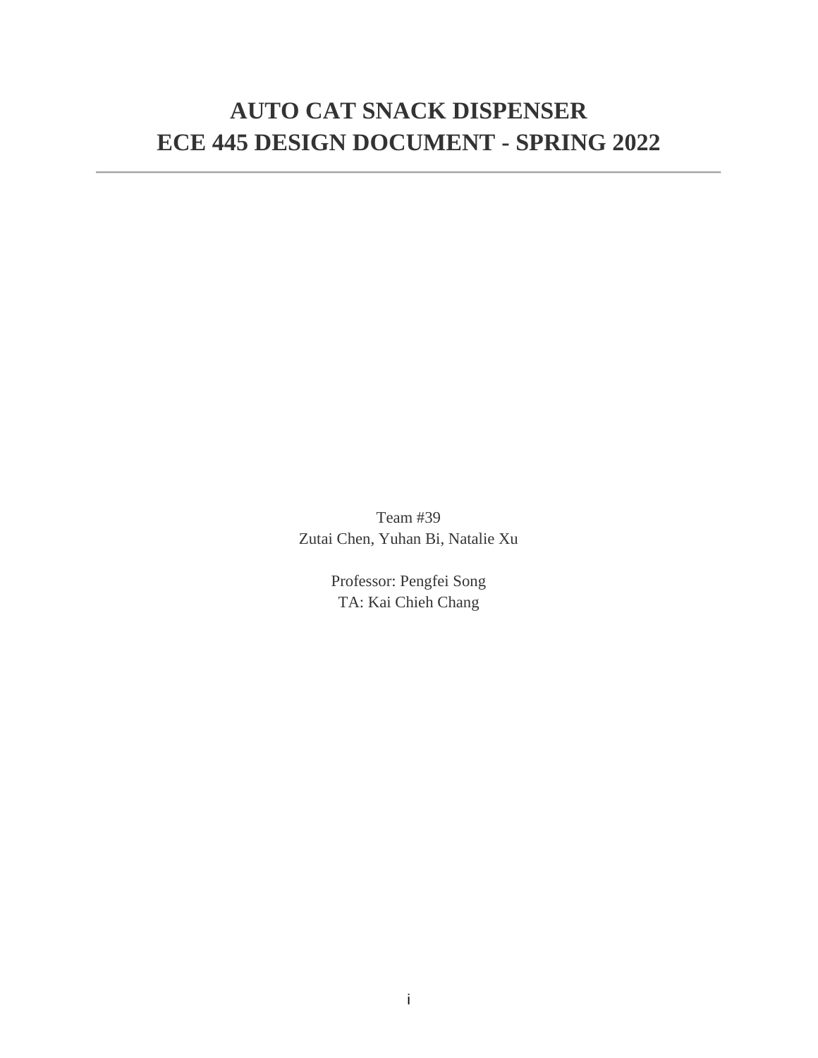# AUTO CAT SNACK DISPENSER
# ECE 445 DESIGN DOCUMENT - SPRING 2022

Team #39
Zutai Chen, Yuhan Bi, Natalie Xu

Professor: Pengfei Song
TA: Kai Chieh Chang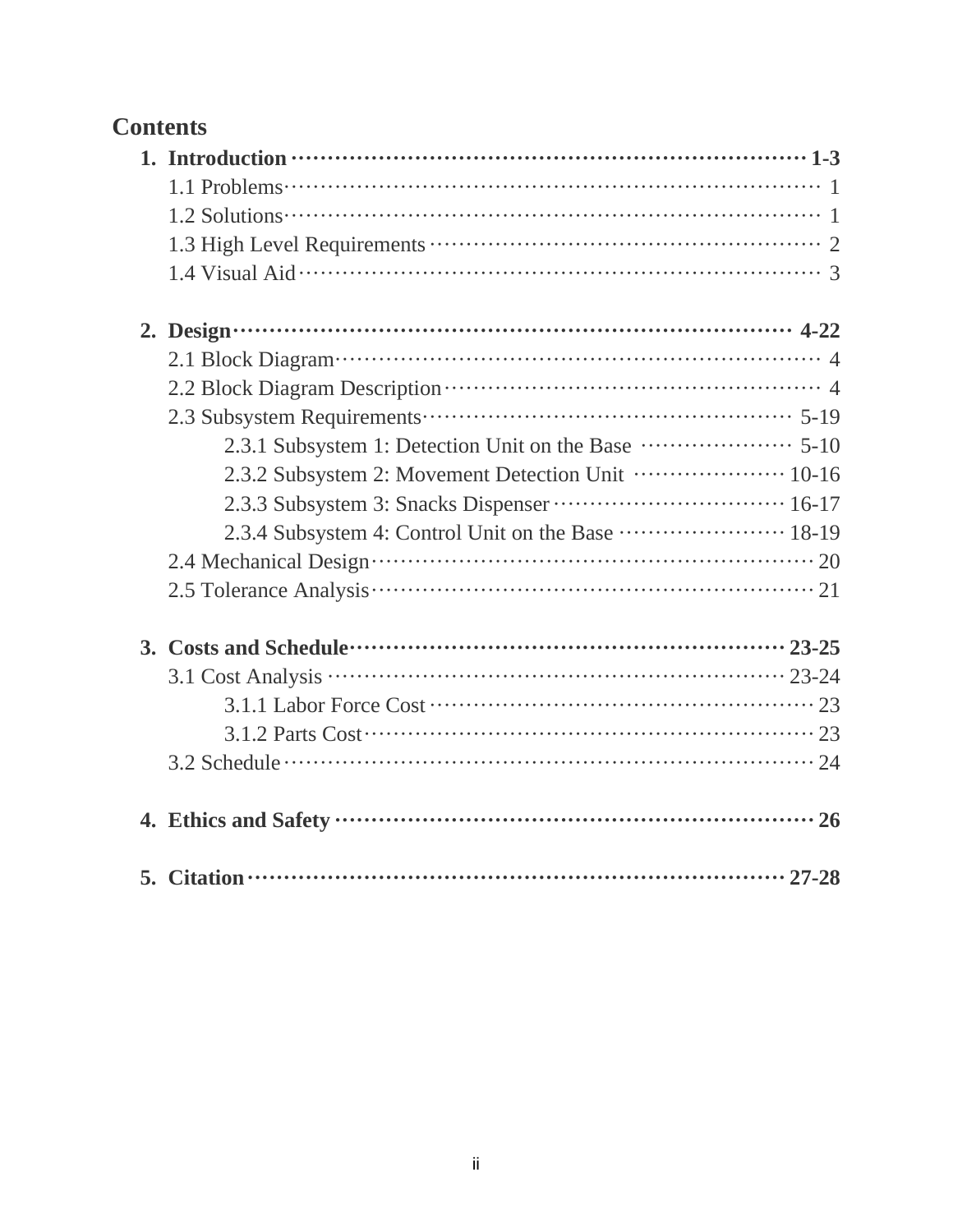# Contents

1. **Introduction** ········· **1-3**
   - 1.1 Problems ········· 1
   - 1.2 Solutions ········· 1
   - 1.3 High Level Requirements ········· 2
   - 1.4 Visual Aid ········· 3

2. **Design** ········· **4-22**
   - 2.1 Block Diagram ········· 4
   - 2.2 Block Diagram Description ········· 4
   - 2.3 Subsystem Requirements ········· 5-19
     - 2.3.1 Subsystem 1: Detection Unit on the Base ········· 5-10
     - 2.3.2 Subsystem 2: Movement Detection Unit ········· 10-16
     - 2.3.3 Subsystem 3: Snacks Dispenser ········· 16-17
     - 2.3.4 Subsystem 4: Control Unit on the Base ········· 18-19
   - 2.4 Mechanical Design ········· 20
   - 2.5 Tolerance Analysis ········· 21

3. **Costs and Schedule** ········· **23-25**
   - 3.1 Cost Analysis ········· 23-24
     - 3.1.1 Labor Force Cost ········· 23
     - 3.1.2 Parts Cost ········· 23
   - 3.2 Schedule ········· 24

4. **Ethics and Safety** ········· **26**

5. **Citation** ········· **27-28**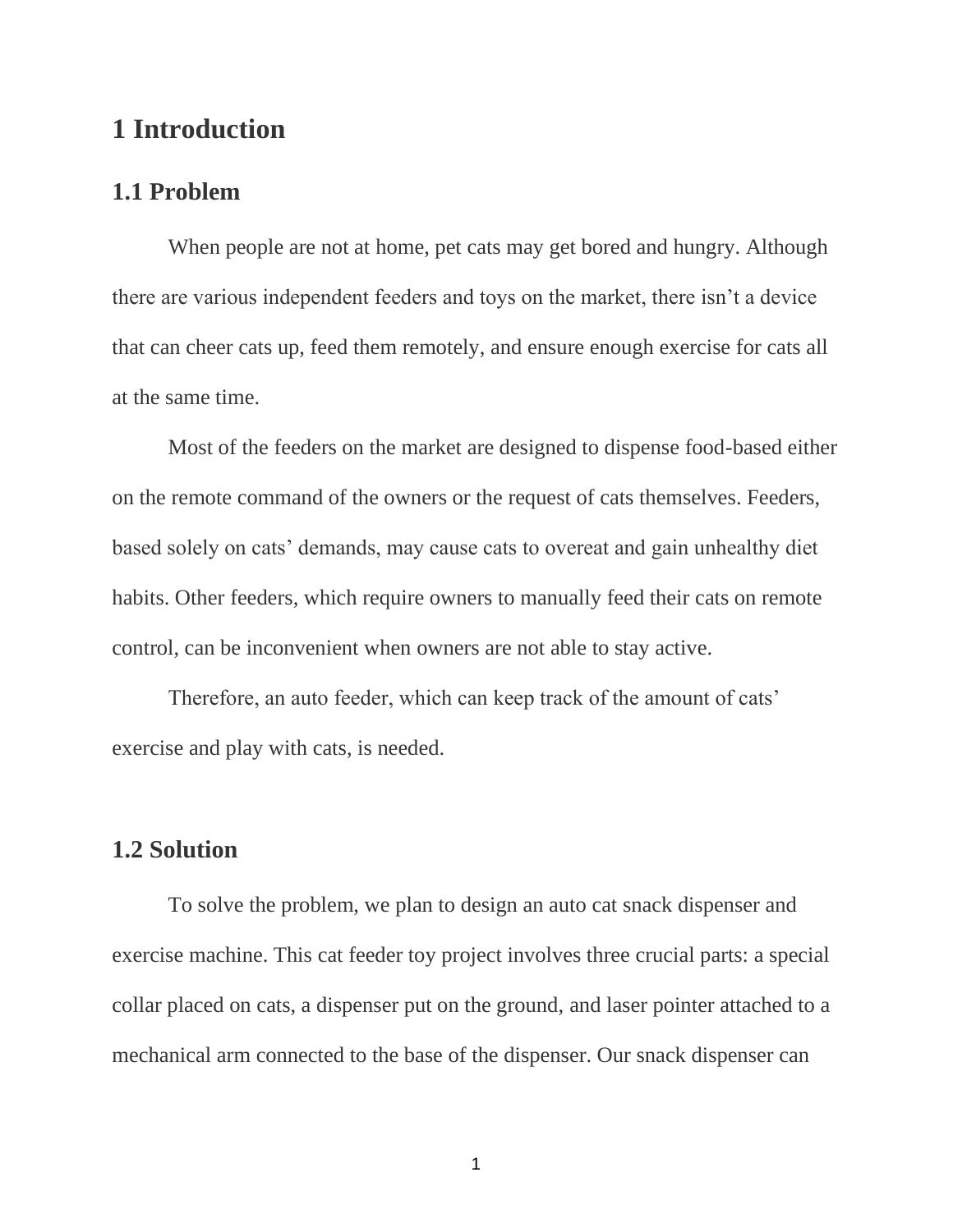# 1 Introduction

## 1.1 Problem

When people are not at home, pet cats may get bored and hungry. Although there are various independent feeders and toys on the market, there isn't a device that can cheer cats up, feed them remotely, and ensure enough exercise for cats all at the same time.

Most of the feeders on the market are designed to dispense food-based either on the remote command of the owners or the request of cats themselves. Feeders, based solely on cats' demands, may cause cats to overeat and gain unhealthy diet habits. Other feeders, which require owners to manually feed their cats on remote control, can be inconvenient when owners are not able to stay active.

Therefore, an auto feeder, which can keep track of the amount of cats' exercise and play with cats, is needed.

## 1.2 Solution

To solve the problem, we plan to design an auto cat snack dispenser and exercise machine. This cat feeder toy project involves three crucial parts: a special collar placed on cats, a dispenser put on the ground, and laser pointer attached to a mechanical arm connected to the base of the dispenser. Our snack dispenser can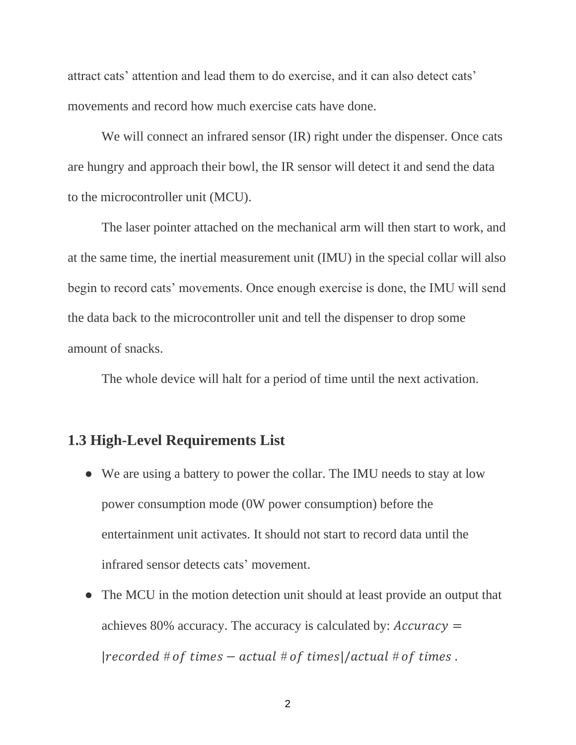attract cats' attention and lead them to do exercise, and it can also detect cats' movements and record how much exercise cats have done.

We will connect an infrared sensor (IR) right under the dispenser. Once cats are hungry and approach their bowl, the IR sensor will detect it and send the data to the microcontroller unit (MCU).

The laser pointer attached on the mechanical arm will then start to work, and at the same time, the inertial measurement unit (IMU) in the special collar will also begin to record cats' movements. Once enough exercise is done, the IMU will send the data back to the microcontroller unit and tell the dispenser to drop some amount of snacks.

The whole device will halt for a period of time until the next activation.

## 1.3 High-Level Requirements List

- We are using a battery to power the collar. The IMU needs to stay at low power consumption mode (0W power consumption) before the entertainment unit activates. It should not start to record data until the infrared sensor detects cats' movement.
- The MCU in the motion detection unit should at least provide an output that achieves 80% accuracy. The accuracy is calculated by: $Accuracy = |recorded\ \#\ of\ times - actual\ \#\ of\ times| / actual\ \#\ of\ times$ .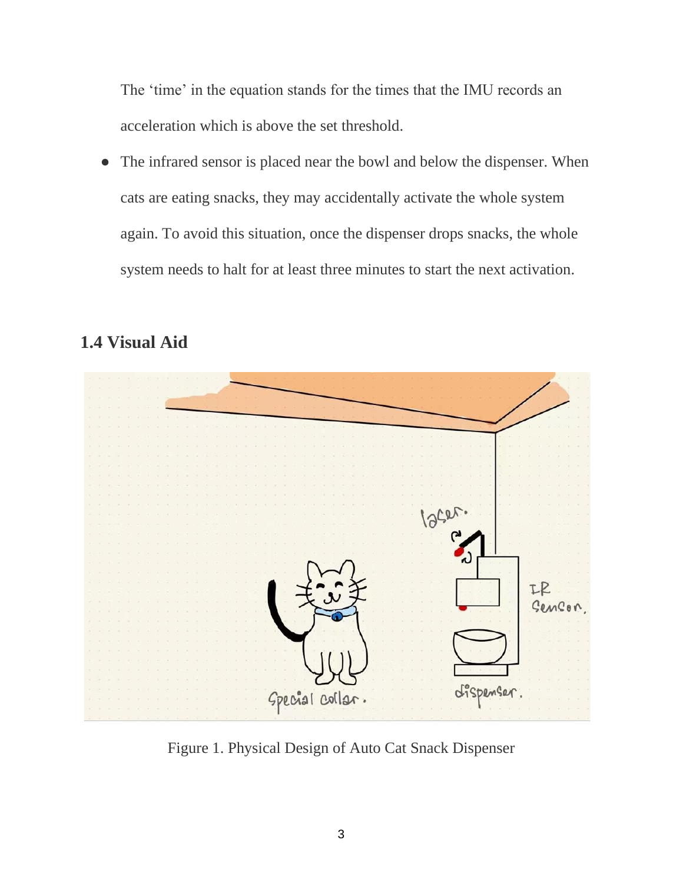The 'time' in the equation stands for the times that the IMU records an acceleration which is above the set threshold.

- The infrared sensor is placed near the bowl and below the dispenser. When cats are eating snacks, they may accidentally activate the whole system again. To avoid this situation, once the dispenser drops snacks, the whole system needs to halt for at least three minutes to start the next activation.

### 1.4 Visual Aid

Figure 1. Physical Design of Auto Cat Snack Dispenser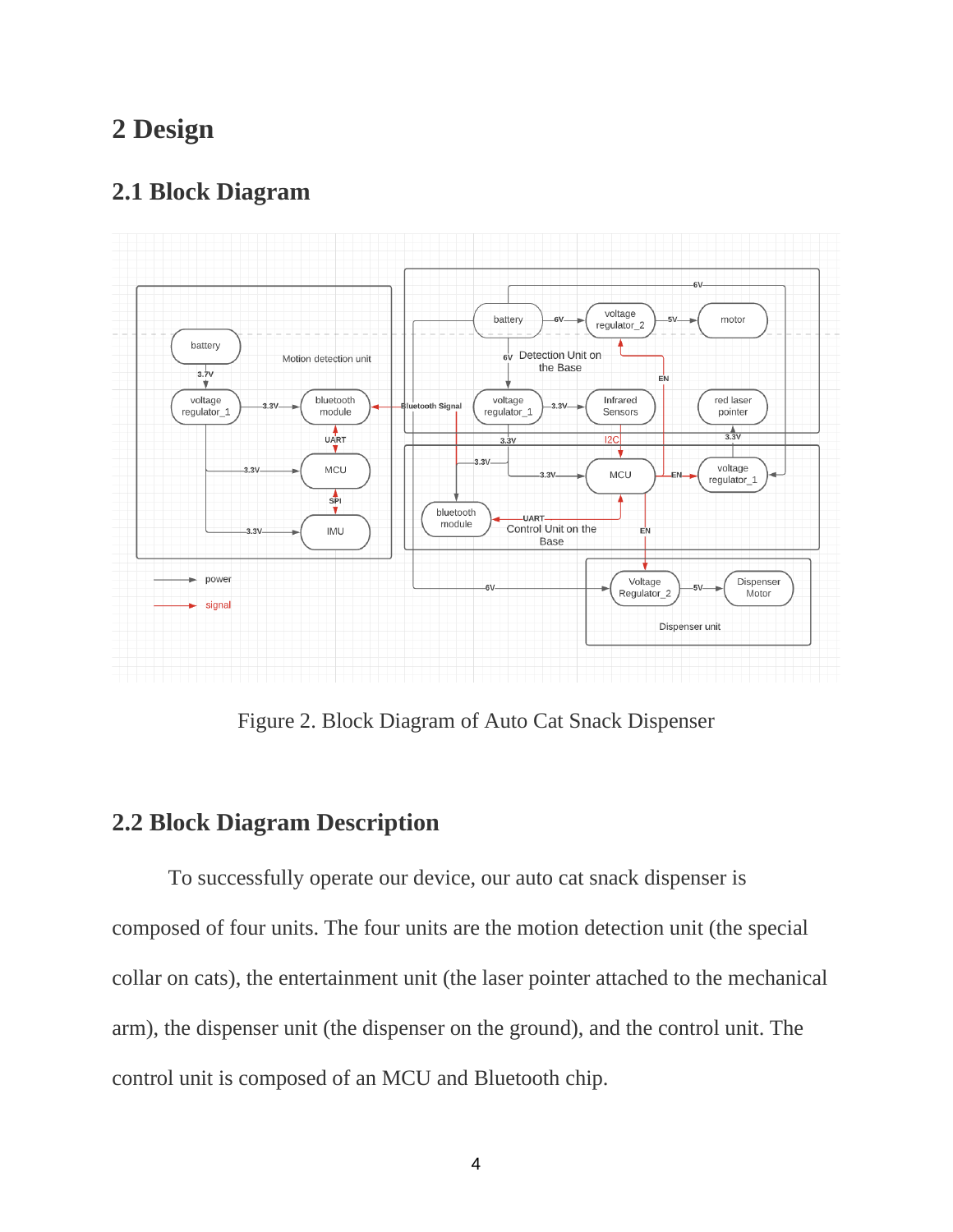# 2 Design

## 2.1 Block Diagram

Figure 2. Block Diagram of Auto Cat Snack Dispenser

## 2.2 Block Diagram Description

To successfully operate our device, our auto cat snack dispenser is composed of four units. The four units are the motion detection unit (the special collar on cats), the entertainment unit (the laser pointer attached to the mechanical arm), the dispenser unit (the dispenser on the ground), and the control unit. The control unit is composed of an MCU and Bluetooth chip.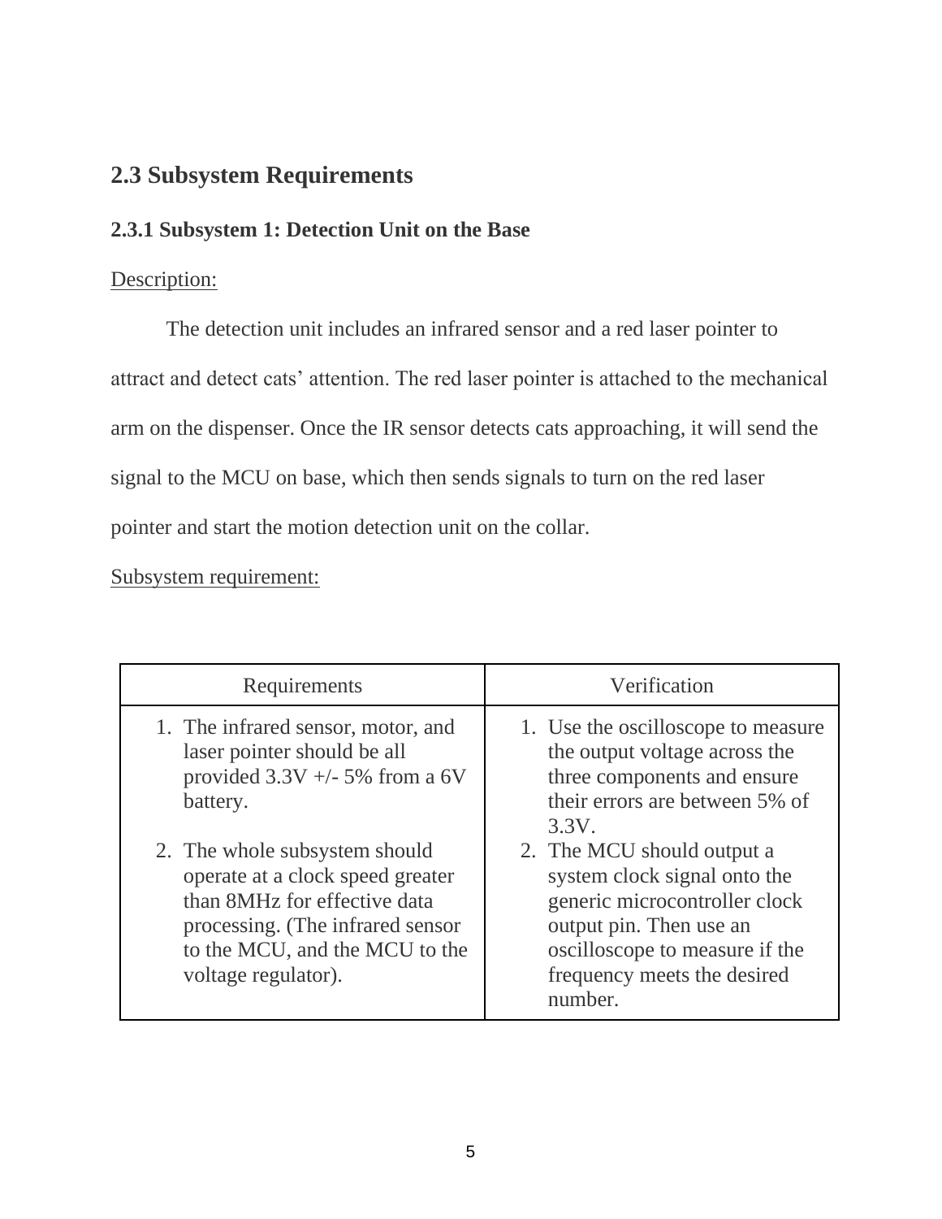## 2.3 Subsystem Requirements

### 2.3.1 Subsystem 1: Detection Unit on the Base

Description:

The detection unit includes an infrared sensor and a red laser pointer to attract and detect cats' attention. The red laser pointer is attached to the mechanical arm on the dispenser. Once the IR sensor detects cats approaching, it will send the signal to the MCU on base, which then sends signals to turn on the red laser pointer and start the motion detection unit on the collar.

Subsystem requirement:

| Requirements | Verification |
|---|---|
| 1. The infrared sensor, motor, and laser pointer should be all provided 3.3V +/- 5% from a 6V battery. | 1. Use the oscilloscope to measure the output voltage across the three components and ensure their errors are between 5% of 3.3V. |
| 2. The whole subsystem should operate at a clock speed greater than 8MHz for effective data processing. (The infrared sensor to the MCU, and the MCU to the voltage regulator). | 2. The MCU should output a system clock signal onto the generic microcontroller clock output pin. Then use an oscilloscope to measure if the frequency meets the desired number. |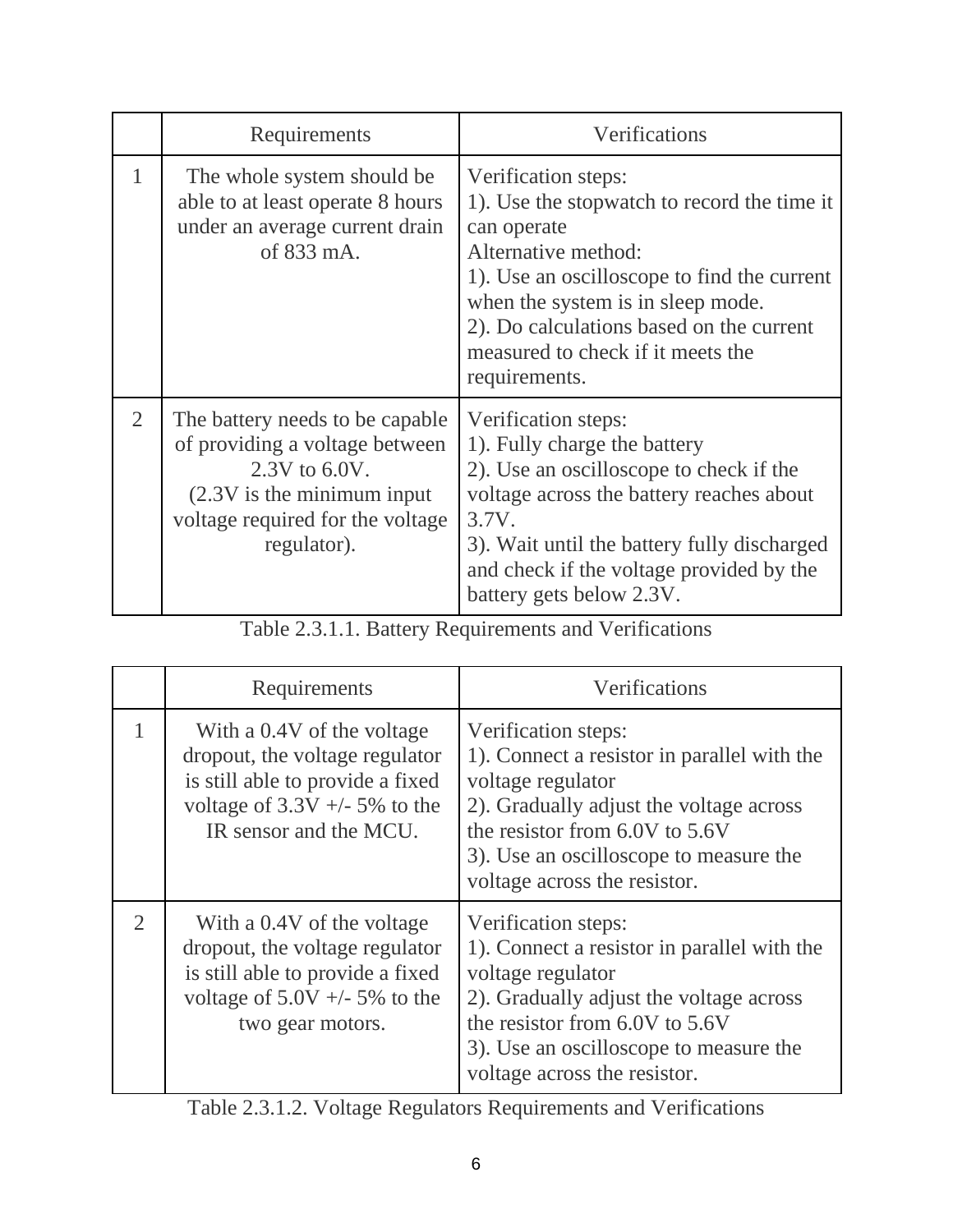| | Requirements | Verifications |
|---|---|---|
| 1 | The whole system should be able to at least operate 8 hours under an average current drain of 833 mA. | Verification steps:<br>1). Use the stopwatch to record the time it can operate<br>Alternative method:<br>1). Use an oscilloscope to find the current when the system is in sleep mode.<br>2). Do calculations based on the current measured to check if it meets the requirements. |
| 2 | The battery needs to be capable of providing a voltage between 2.3V to 6.0V.<br>(2.3V is the minimum input voltage required for the voltage regulator). | Verification steps:<br>1). Fully charge the battery<br>2). Use an oscilloscope to check if the voltage across the battery reaches about 3.7V.<br>3). Wait until the battery fully discharged and check if the voltage provided by the battery gets below 2.3V. |

Table 2.3.1.1. Battery Requirements and Verifications

| | Requirements | Verifications |
|---|---|---|
| 1 | With a 0.4V of the voltage dropout, the voltage regulator is still able to provide a fixed voltage of 3.3V +/- 5% to the IR sensor and the MCU. | Verification steps:<br>1). Connect a resistor in parallel with the voltage regulator<br>2). Gradually adjust the voltage across the resistor from 6.0V to 5.6V<br>3). Use an oscilloscope to measure the voltage across the resistor. |
| 2 | With a 0.4V of the voltage dropout, the voltage regulator is still able to provide a fixed voltage of 5.0V +/- 5% to the two gear motors. | Verification steps:<br>1). Connect a resistor in parallel with the voltage regulator<br>2). Gradually adjust the voltage across the resistor from 6.0V to 5.6V<br>3). Use an oscilloscope to measure the voltage across the resistor. |

Table 2.3.1.2. Voltage Regulators Requirements and Verifications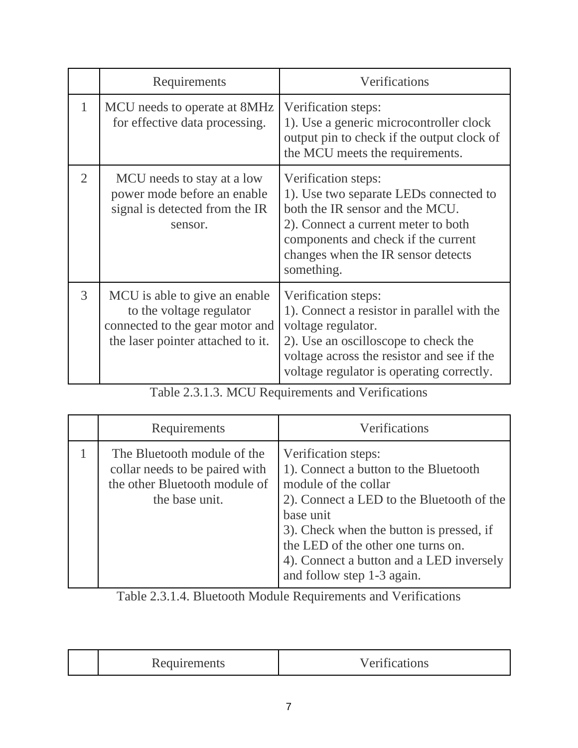| | Requirements | Verifications |
|---|---|---|
| 1 | MCU needs to operate at 8MHz for effective data processing. | Verification steps:<br>1). Use a generic microcontroller clock output pin to check if the output clock of the MCU meets the requirements. |
| 2 | MCU needs to stay at a low power mode before an enable signal is detected from the IR sensor. | Verification steps:<br>1). Use two separate LEDs connected to both the IR sensor and the MCU.<br>2). Connect a current meter to both components and check if the current changes when the IR sensor detects something. |
| 3 | MCU is able to give an enable to the voltage regulator connected to the gear motor and the laser pointer attached to it. | Verification steps:<br>1). Connect a resistor in parallel with the voltage regulator.<br>2). Use an oscilloscope to check the voltage across the resistor and see if the voltage regulator is operating correctly. |

Table 2.3.1.3. MCU Requirements and Verifications

| | Requirements | Verifications |
|---|---|---|
| 1 | The Bluetooth module of the collar needs to be paired with the other Bluetooth module of the base unit. | Verification steps:<br>1). Connect a button to the Bluetooth module of the collar<br>2). Connect a LED to the Bluetooth of the base unit<br>3). Check when the button is pressed, if the LED of the other one turns on.<br>4). Connect a button and a LED inversely and follow step 1-3 again. |

Table 2.3.1.4. Bluetooth Module Requirements and Verifications

| | Requirements | Verifications |
|---|---|---|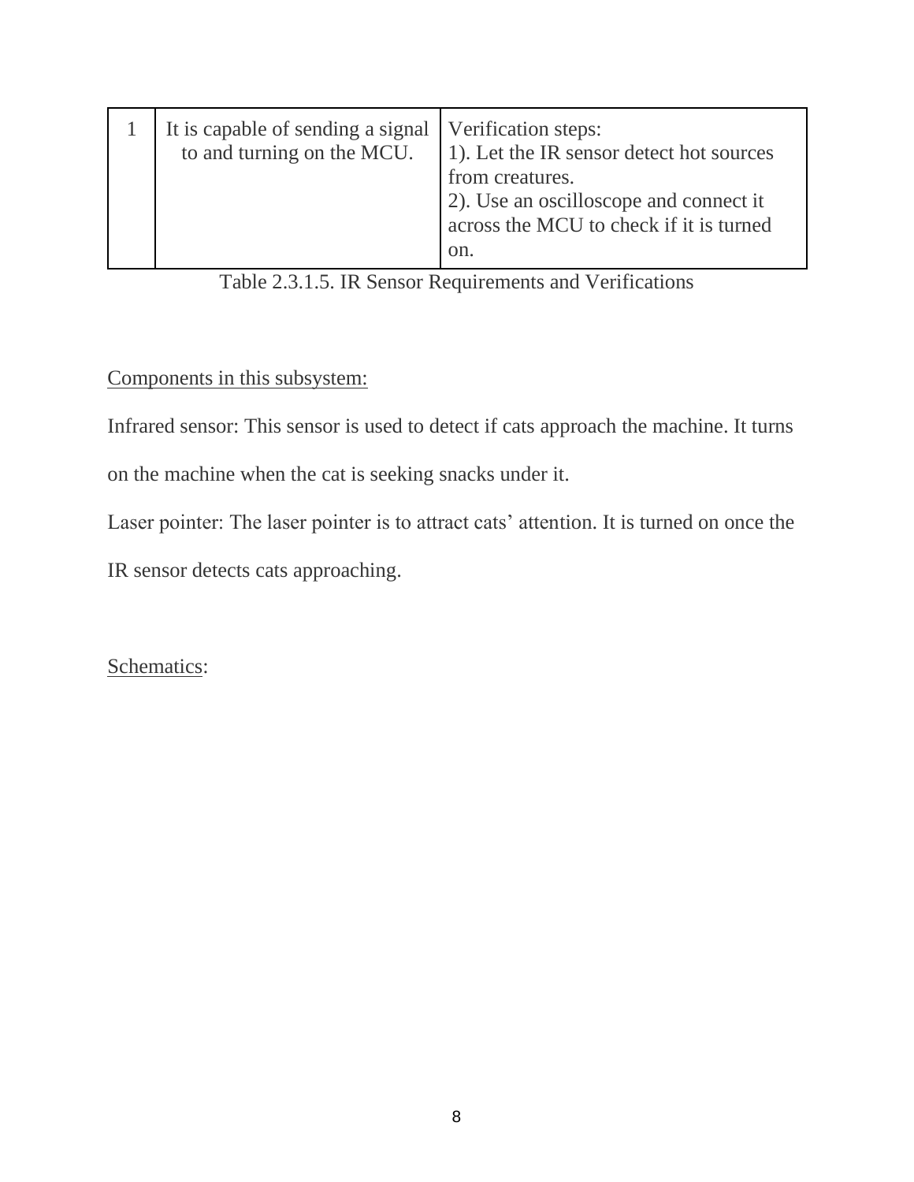| | | |
|---|---|---|
| 1 | It is capable of sending a signal to and turning on the MCU. | Verification steps:<br>1). Let the IR sensor detect hot sources from creatures.<br>2). Use an oscilloscope and connect it across the MCU to check if it is turned on. |

Table 2.3.1.5. IR Sensor Requirements and Verifications

<u>Components in this subsystem:</u>

Infrared sensor: This sensor is used to detect if cats approach the machine. It turns on the machine when the cat is seeking snacks under it.

Laser pointer: The laser pointer is to attract cats' attention. It is turned on once the IR sensor detects cats approaching.

<u>Schematics</u>: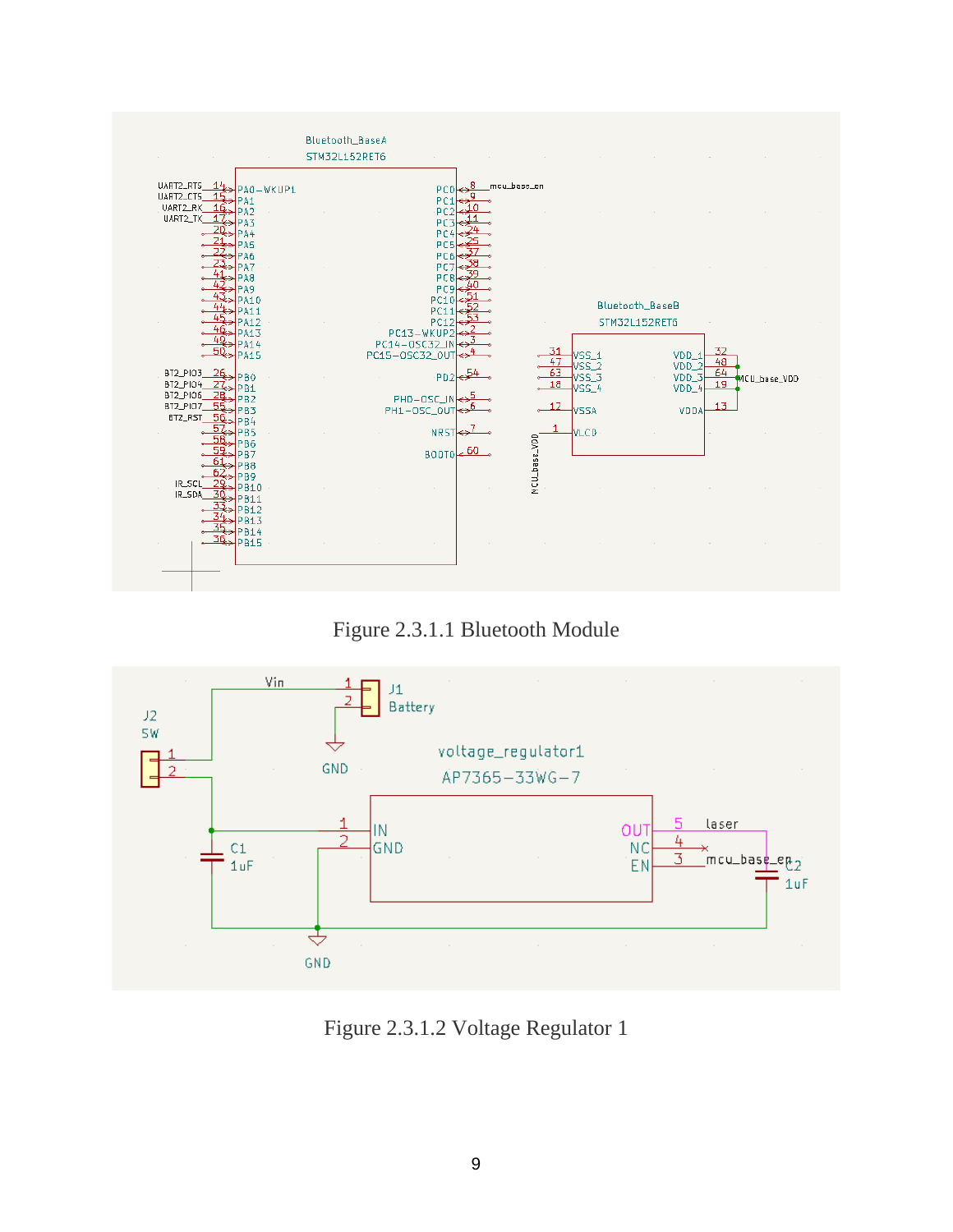Figure 2.3.1.1 Bluetooth Module

Figure 2.3.1.2 Voltage Regulator 1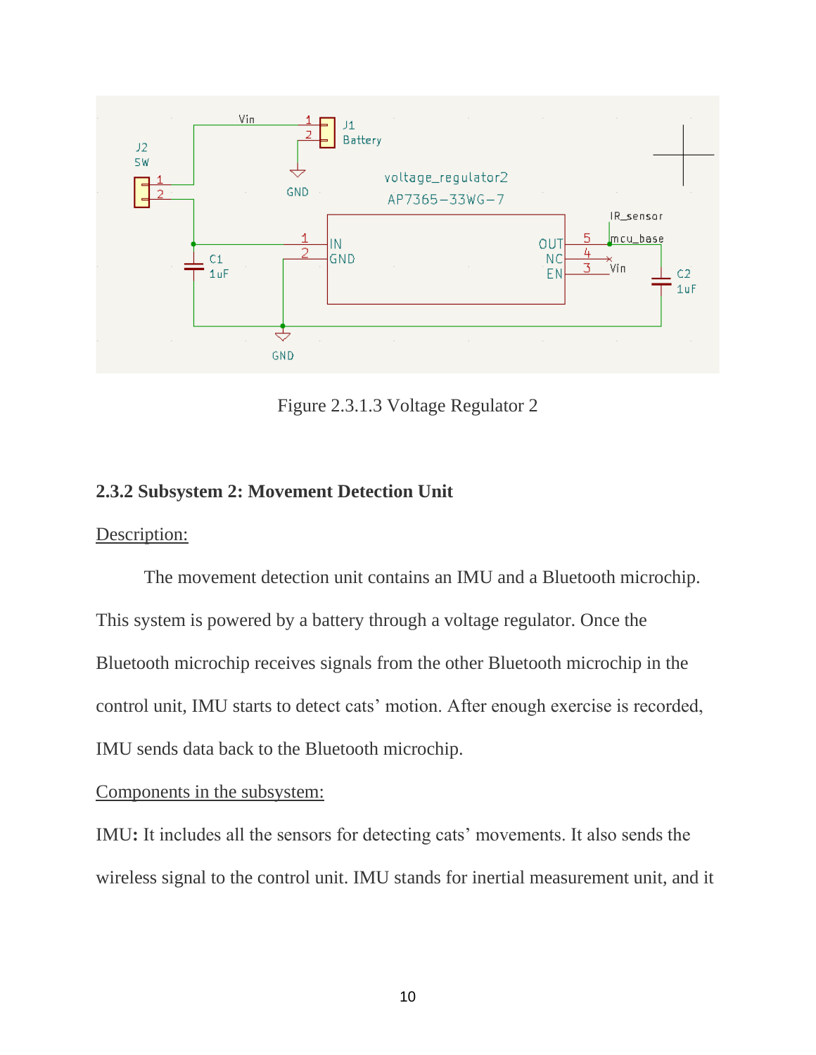Figure 2.3.1.3 Voltage Regulator 2

### 2.3.2 Subsystem 2: Movement Detection Unit

Description:

The movement detection unit contains an IMU and a Bluetooth microchip. This system is powered by a battery through a voltage regulator. Once the Bluetooth microchip receives signals from the other Bluetooth microchip in the control unit, IMU starts to detect cats' motion. After enough exercise is recorded, IMU sends data back to the Bluetooth microchip.

Components in the subsystem:

IMU**:** It includes all the sensors for detecting cats' movements. It also sends the wireless signal to the control unit. IMU stands for inertial measurement unit, and it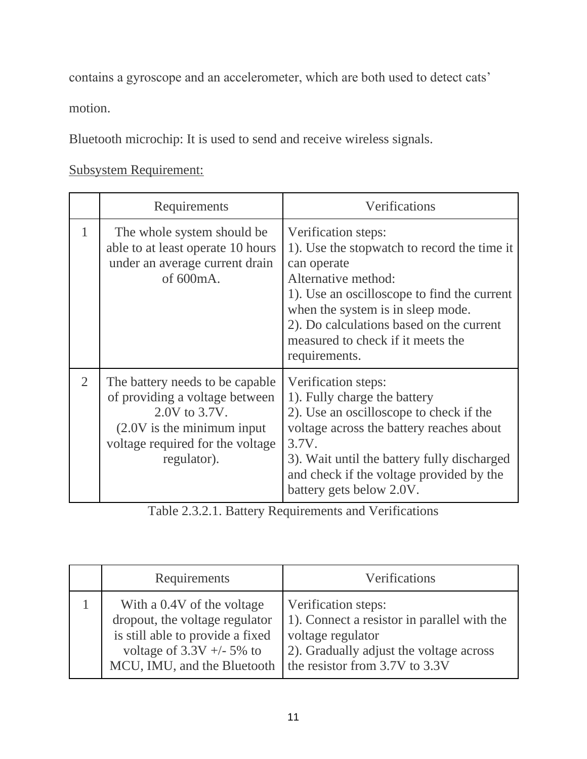contains a gyroscope and an accelerometer, which are both used to detect cats' motion.

Bluetooth microchip: It is used to send and receive wireless signals.

<u>Subsystem Requirement:</u>

| | Requirements | Verifications |
|---|---|---|
| 1 | The whole system should be able to at least operate 10 hours under an average current drain of 600mA. | Verification steps:<br>1). Use the stopwatch to record the time it can operate<br>Alternative method:<br>1). Use an oscilloscope to find the current when the system is in sleep mode.<br>2). Do calculations based on the current measured to check if it meets the requirements. |
| 2 | The battery needs to be capable of providing a voltage between 2.0V to 3.7V.<br>(2.0V is the minimum input voltage required for the voltage regulator). | Verification steps:<br>1). Fully charge the battery<br>2). Use an oscilloscope to check if the voltage across the battery reaches about 3.7V.<br>3). Wait until the battery fully discharged and check if the voltage provided by the battery gets below 2.0V. |

Table 2.3.2.1. Battery Requirements and Verifications

| | Requirements | Verifications |
|---|---|---|
| 1 | With a 0.4V of the voltage dropout, the voltage regulator is still able to provide a fixed voltage of 3.3V +/- 5% to MCU, IMU, and the Bluetooth | Verification steps:<br>1). Connect a resistor in parallel with the voltage regulator<br>2). Gradually adjust the voltage across the resistor from 3.7V to 3.3V |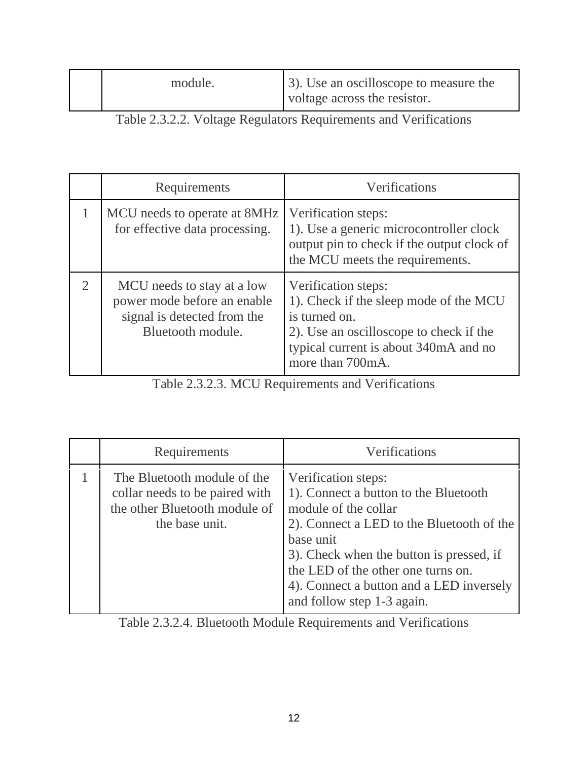|  | module. | 3). Use an oscilloscope to measure the voltage across the resistor. |
|---|---|---|

Table 2.3.2.2. Voltage Regulators Requirements and Verifications

|  | Requirements | Verifications |
|---|---|---|
| 1 | MCU needs to operate at 8MHz for effective data processing. | Verification steps:<br>1). Use a generic microcontroller clock output pin to check if the output clock of the MCU meets the requirements. |
| 2 | MCU needs to stay at a low power mode before an enable signal is detected from the Bluetooth module. | Verification steps:<br>1). Check if the sleep mode of the MCU is turned on.<br>2). Use an oscilloscope to check if the typical current is about 340mA and no more than 700mA. |

Table 2.3.2.3. MCU Requirements and Verifications

|  | Requirements | Verifications |
|---|---|---|
| 1 | The Bluetooth module of the collar needs to be paired with the other Bluetooth module of the base unit. | Verification steps:<br>1). Connect a button to the Bluetooth module of the collar<br>2). Connect a LED to the Bluetooth of the base unit<br>3). Check when the button is pressed, if the LED of the other one turns on.<br>4). Connect a button and a LED inversely and follow step 1-3 again. |

Table 2.3.2.4. Bluetooth Module Requirements and Verifications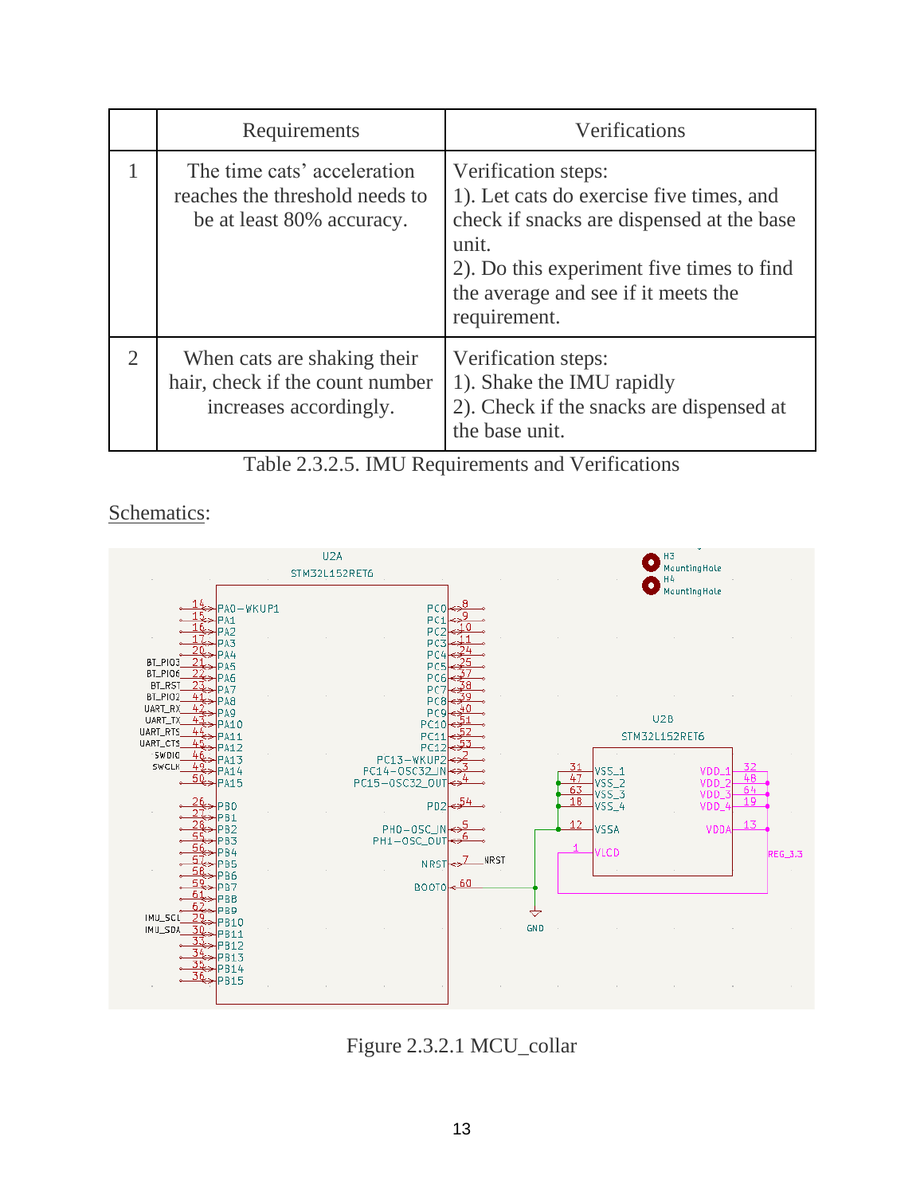|  | Requirements | Verifications |
|---|---|---|
| 1 | The time cats' acceleration reaches the threshold needs to be at least 80% accuracy. | Verification steps:<br>1). Let cats do exercise five times, and check if snacks are dispensed at the base unit.<br>2). Do this experiment five times to find the average and see if it meets the requirement. |
| 2 | When cats are shaking their hair, check if the count number increases accordingly. | Verification steps:<br>1). Shake the IMU rapidly<br>2). Check if the snacks are dispensed at the base unit. |

Table 2.3.2.5. IMU Requirements and Verifications

Schematics:

Figure 2.3.2.1 MCU_collar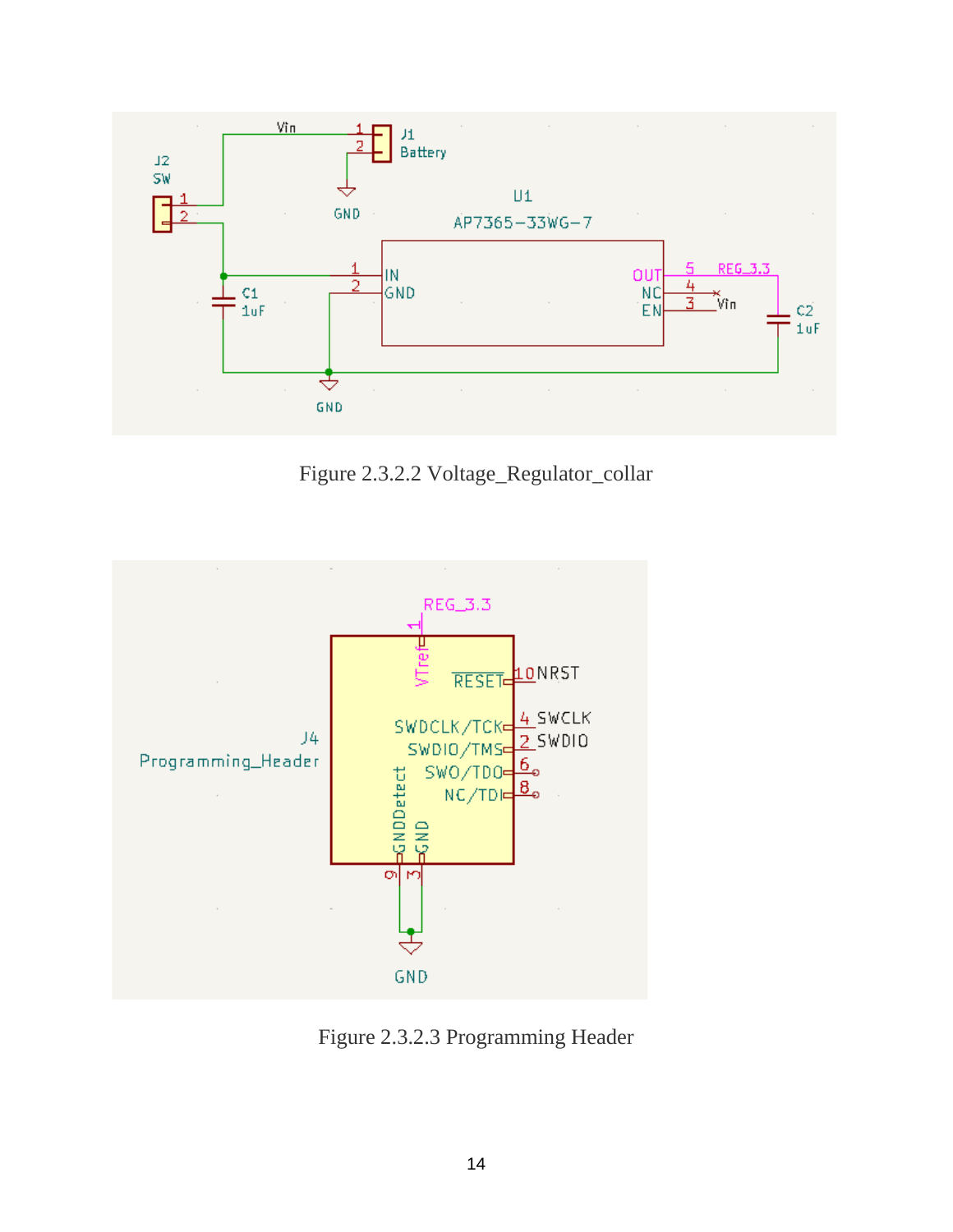Figure 2.3.2.2 Voltage_Regulator_collar

Figure 2.3.2.3 Programming Header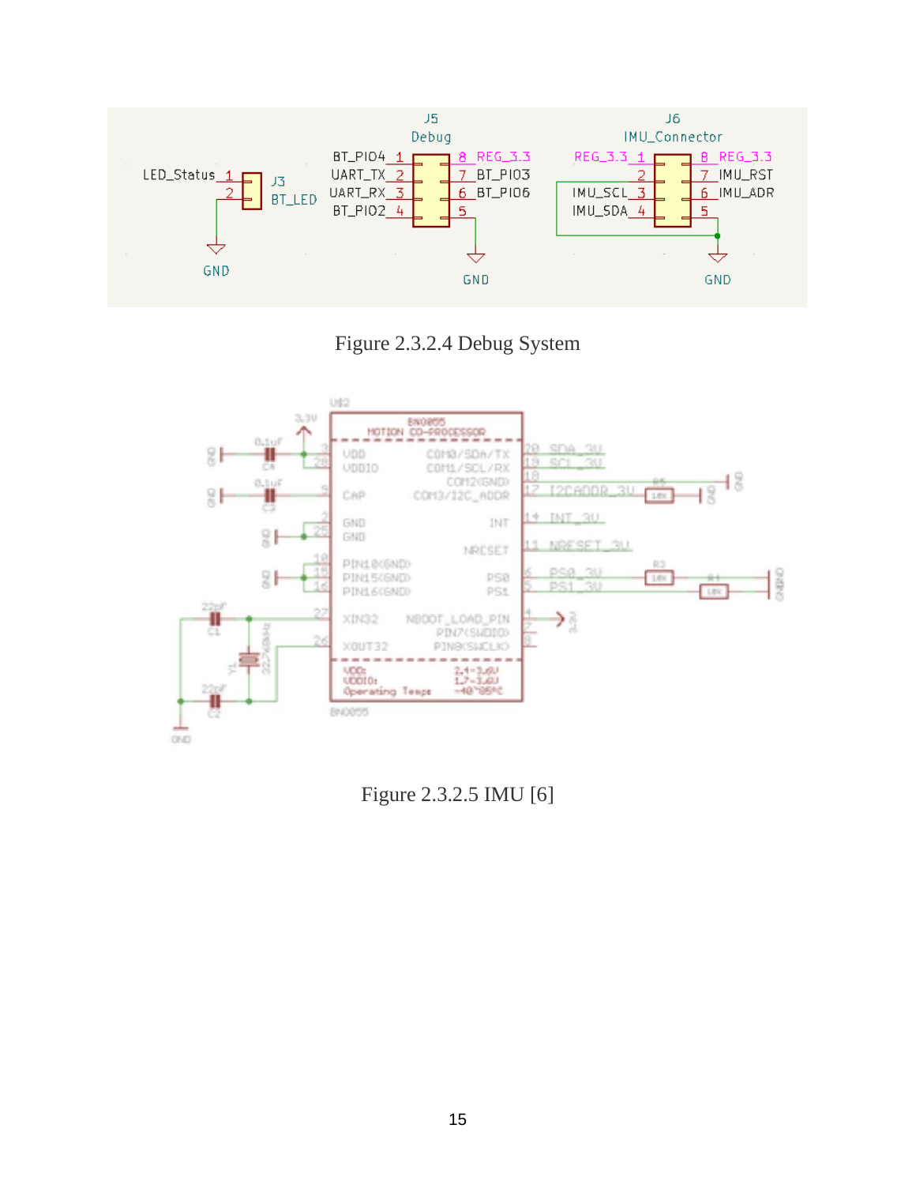Figure 2.3.2.4 Debug System

Figure 2.3.2.5 IMU [6]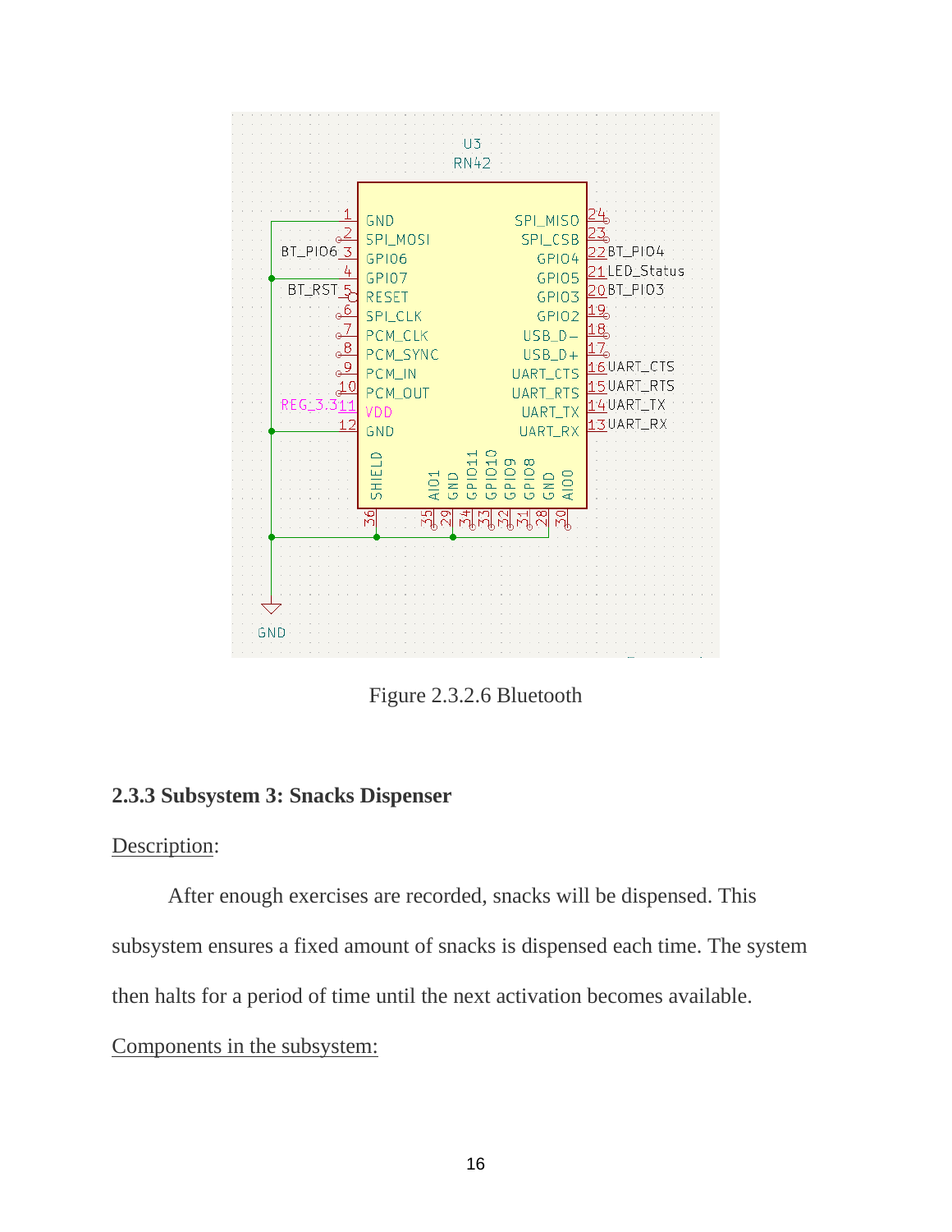Figure 2.3.2.6 Bluetooth

### 2.3.3 Subsystem 3: Snacks Dispenser

Description:

After enough exercises are recorded, snacks will be dispensed. This subsystem ensures a fixed amount of snacks is dispensed each time. The system then halts for a period of time until the next activation becomes available.

Components in the subsystem: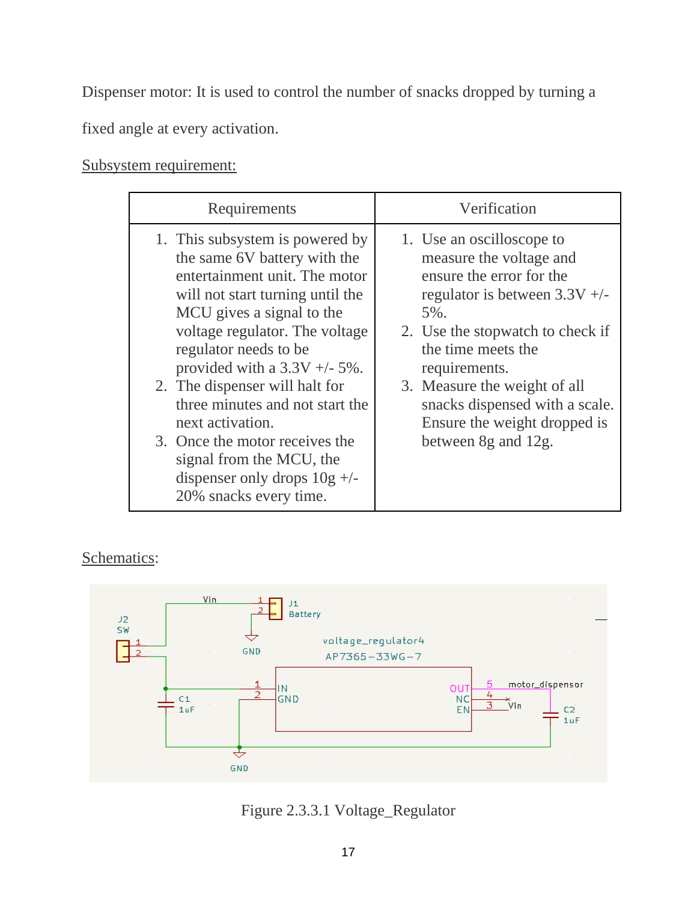Dispenser motor: It is used to control the number of snacks dropped by turning a fixed angle at every activation.

<u>Subsystem requirement:</u>

| Requirements | Verification |
| --- | --- |
| 1. This subsystem is powered by the same 6V battery with the entertainment unit. The motor will not start turning until the MCU gives a signal to the voltage regulator. The voltage regulator needs to be provided with a 3.3V +/- 5%.<br>2. The dispenser will halt for three minutes and not start the next activation.<br>3. Once the motor receives the signal from the MCU, the dispenser only drops 10g +/- 20% snacks every time. | 1. Use an oscilloscope to measure the voltage and ensure the error for the regulator is between 3.3V +/- 5%.<br>2. Use the stopwatch to check if the time meets the requirements.<br>3. Measure the weight of all snacks dispensed with a scale. Ensure the weight dropped is between 8g and 12g. |

<u>Schematics</u>:

Figure 2.3.3.1 Voltage_Regulator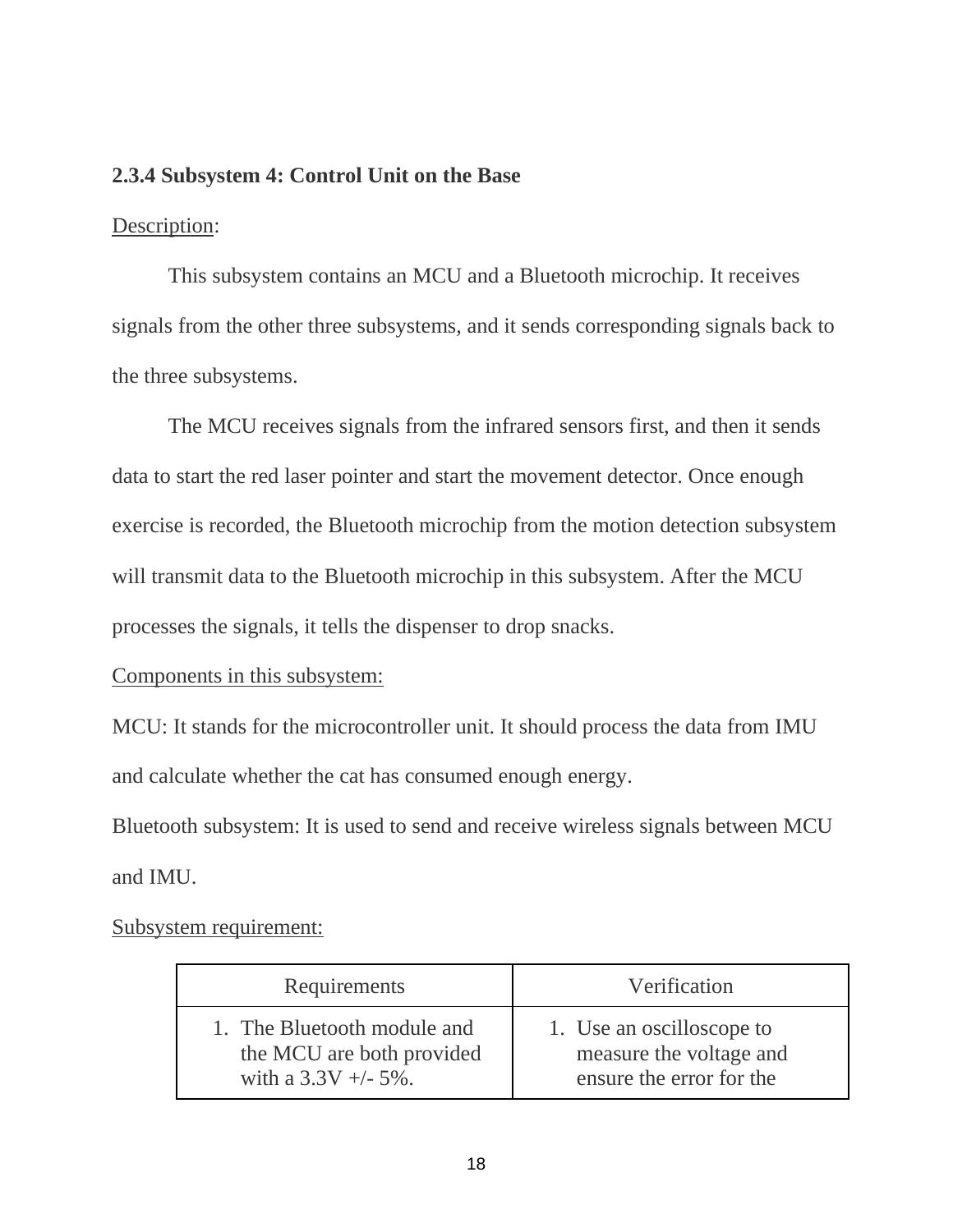### 2.3.4 Subsystem 4: Control Unit on the Base

Description:

This subsystem contains an MCU and a Bluetooth microchip. It receives signals from the other three subsystems, and it sends corresponding signals back to the three subsystems.

The MCU receives signals from the infrared sensors first, and then it sends data to start the red laser pointer and start the movement detector. Once enough exercise is recorded, the Bluetooth microchip from the motion detection subsystem will transmit data to the Bluetooth microchip in this subsystem. After the MCU processes the signals, it tells the dispenser to drop snacks.

Components in this subsystem:

MCU: It stands for the microcontroller unit. It should process the data from IMU and calculate whether the cat has consumed enough energy.

Bluetooth subsystem: It is used to send and receive wireless signals between MCU and IMU.

Subsystem requirement:

| Requirements | Verification |
|---|---|
| 1. The Bluetooth module and the MCU are both provided with a 3.3V +/- 5%. | 1. Use an oscilloscope to measure the voltage and ensure the error for the |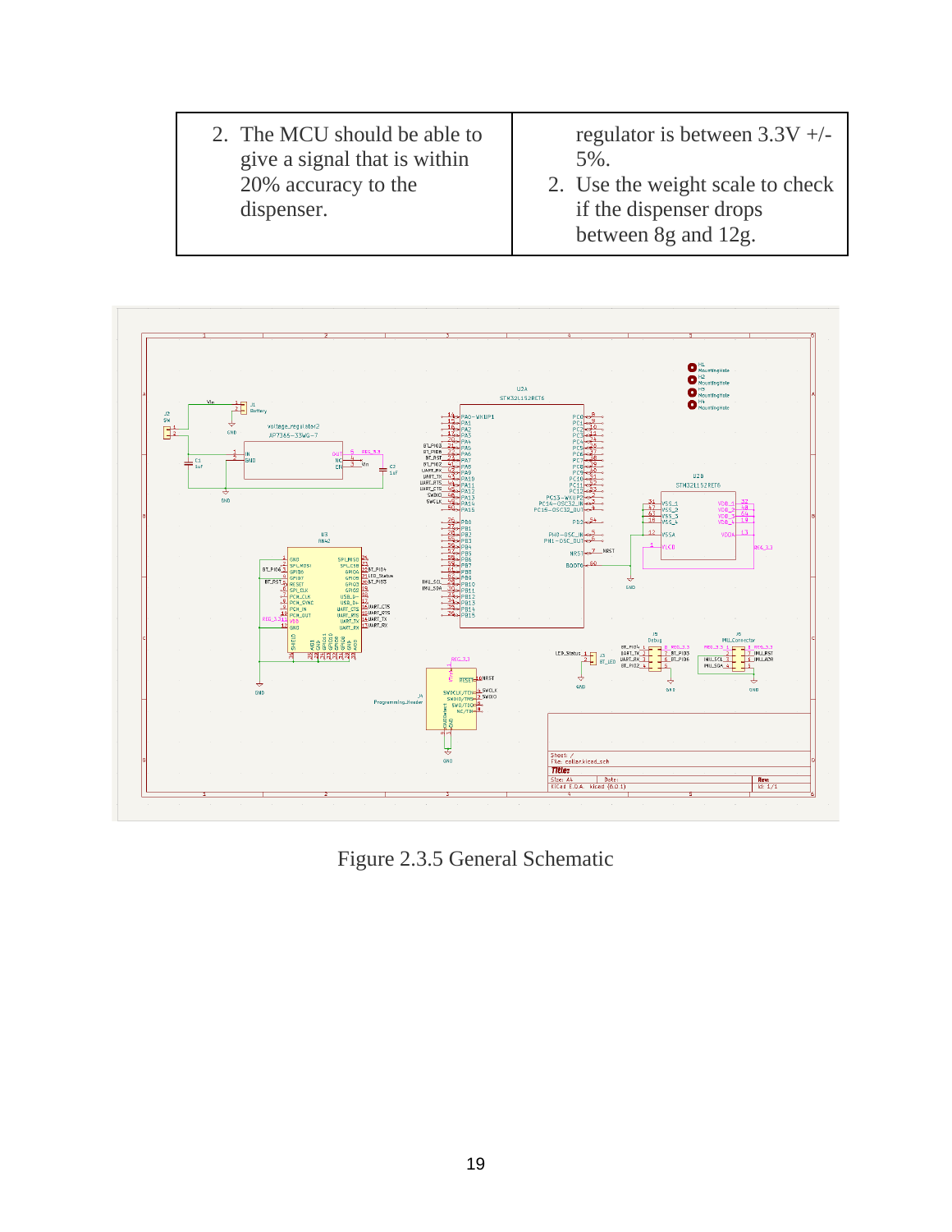| | |
|---|---|
| 2. The MCU should be able to give a signal that is within 20% accuracy to the dispenser. | regulator is between 3.3V +/- 5%.<br>2. Use the weight scale to check if the dispenser drops between 8g and 12g. |

Figure 2.3.5 General Schematic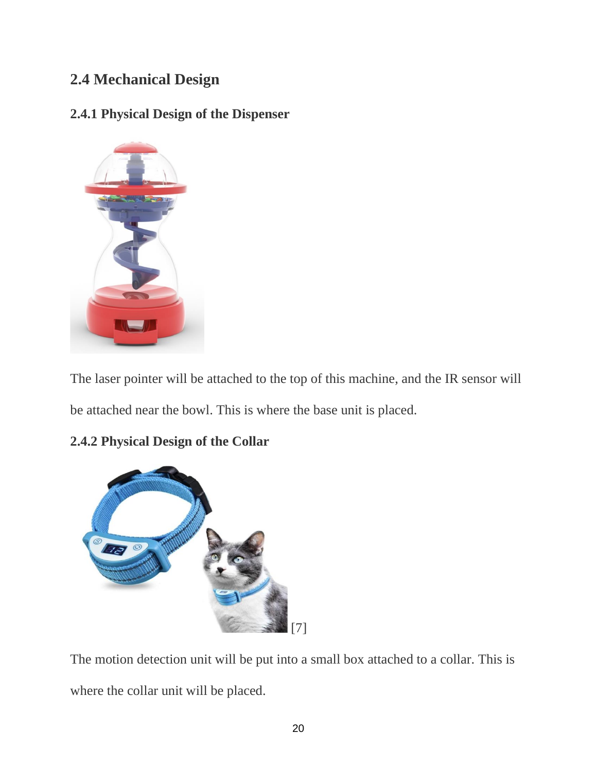## 2.4 Mechanical Design

### 2.4.1 Physical Design of the Dispenser

The laser pointer will be attached to the top of this machine, and the IR sensor will be attached near the bowl. This is where the base unit is placed.

### 2.4.2 Physical Design of the Collar

[7]

The motion detection unit will be put into a small box attached to a collar. This is where the collar unit will be placed.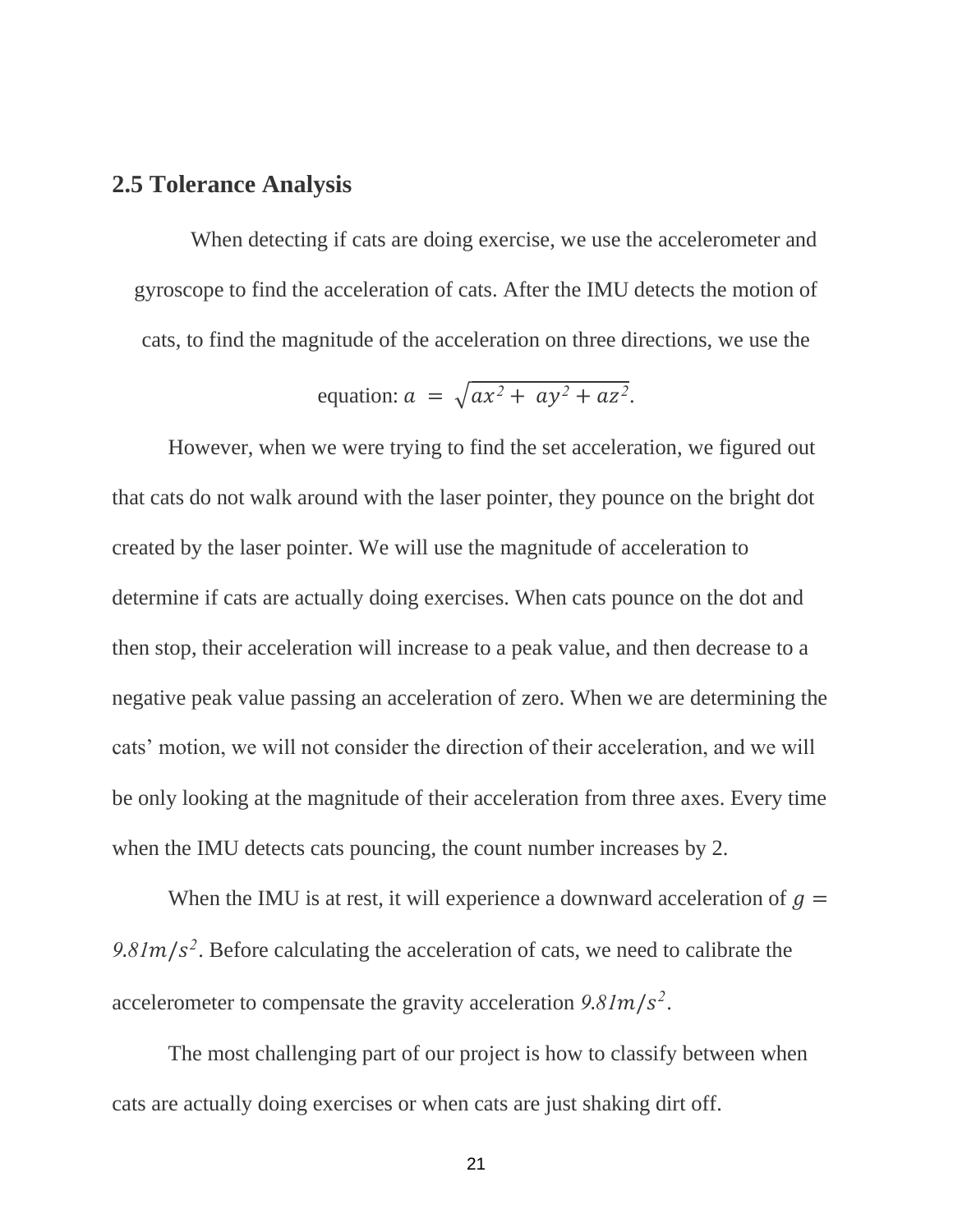## 2.5 Tolerance Analysis

When detecting if cats are doing exercise, we use the accelerometer and gyroscope to find the acceleration of cats. After the IMU detects the motion of cats, to find the magnitude of the acceleration on three directions, we use the equation: $a = \sqrt{ax^2 + ay^2 + az^2}$.

However, when we were trying to find the set acceleration, we figured out that cats do not walk around with the laser pointer, they pounce on the bright dot created by the laser pointer. We will use the magnitude of acceleration to determine if cats are actually doing exercises. When cats pounce on the dot and then stop, their acceleration will increase to a peak value, and then decrease to a negative peak value passing an acceleration of zero. When we are determining the cats' motion, we will not consider the direction of their acceleration, and we will be only looking at the magnitude of their acceleration from three axes. Every time when the IMU detects cats pouncing, the count number increases by 2.

When the IMU is at rest, it will experience a downward acceleration of $g = 9.81m/s^2$. Before calculating the acceleration of cats, we need to calibrate the accelerometer to compensate the gravity acceleration $9.81m/s^2$.

The most challenging part of our project is how to classify between when cats are actually doing exercises or when cats are just shaking dirt off.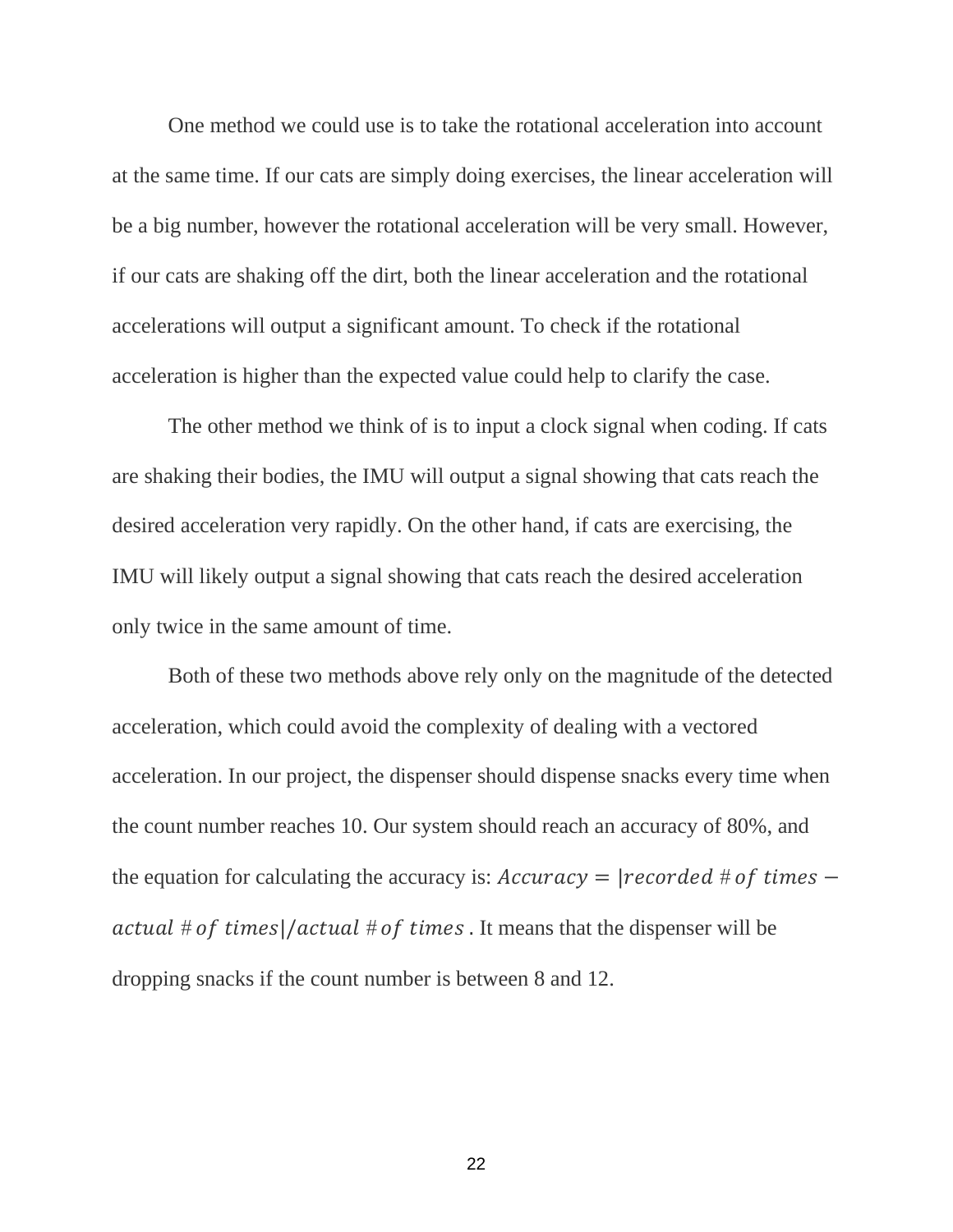One method we could use is to take the rotational acceleration into account at the same time. If our cats are simply doing exercises, the linear acceleration will be a big number, however the rotational acceleration will be very small. However, if our cats are shaking off the dirt, both the linear acceleration and the rotational accelerations will output a significant amount. To check if the rotational acceleration is higher than the expected value could help to clarify the case.

The other method we think of is to input a clock signal when coding. If cats are shaking their bodies, the IMU will output a signal showing that cats reach the desired acceleration very rapidly. On the other hand, if cats are exercising, the IMU will likely output a signal showing that cats reach the desired acceleration only twice in the same amount of time.

Both of these two methods above rely only on the magnitude of the detected acceleration, which could avoid the complexity of dealing with a vectored acceleration. In our project, the dispenser should dispense snacks every time when the count number reaches 10. Our system should reach an accuracy of 80%, and the equation for calculating the accuracy is: $Accuracy = |recorded\ \#\ of\ times - actual\ \#\ of\ times| / actual\ \#\ of\ times$. It means that the dispenser will be dropping snacks if the count number is between 8 and 12.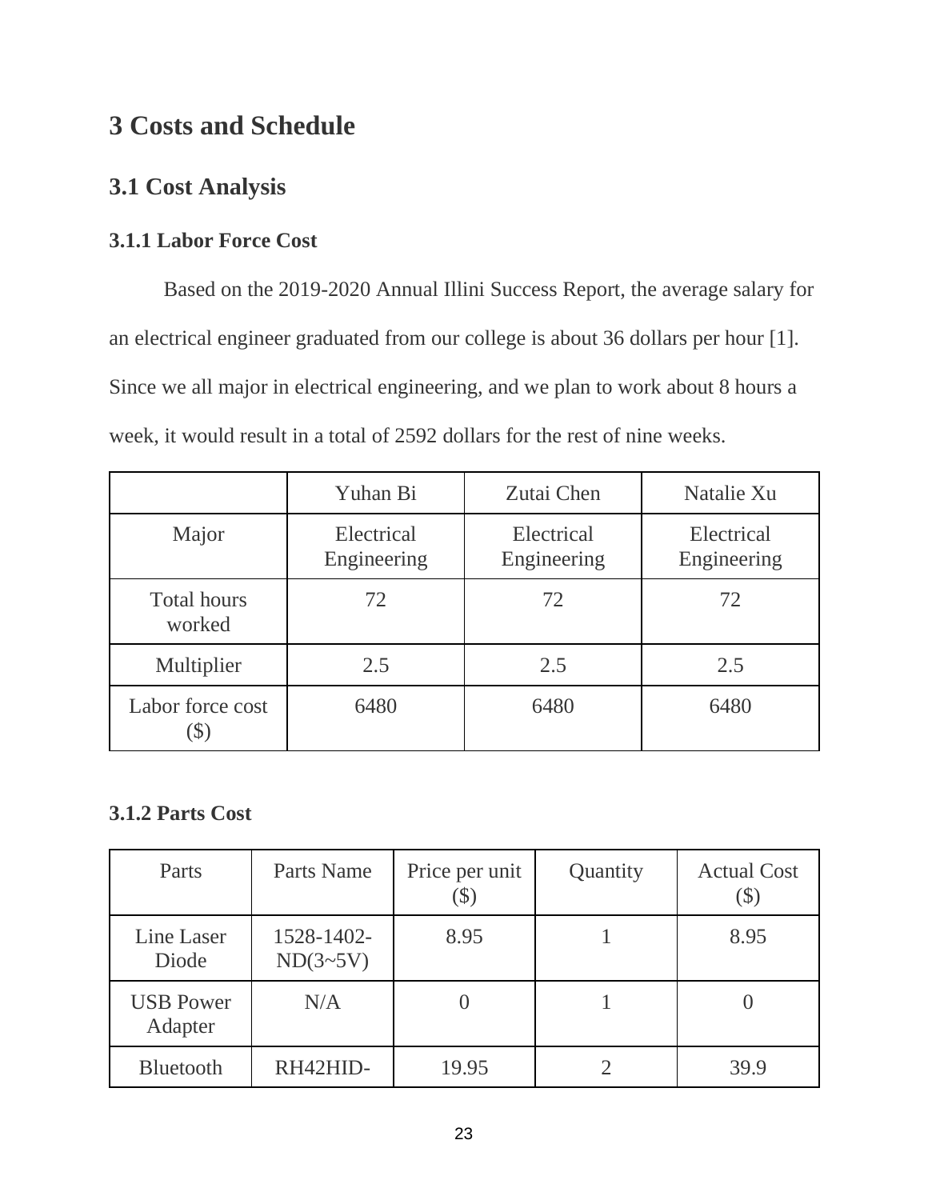# 3 Costs and Schedule

## 3.1 Cost Analysis

### 3.1.1 Labor Force Cost

Based on the 2019-2020 Annual Illini Success Report, the average salary for an electrical engineer graduated from our college is about 36 dollars per hour [1]. Since we all major in electrical engineering, and we plan to work about 8 hours a week, it would result in a total of 2592 dollars for the rest of nine weeks.

| | Yuhan Bi | Zutai Chen | Natalie Xu |
|---|---|---|---|
| Major | Electrical Engineering | Electrical Engineering | Electrical Engineering |
| Total hours worked | 72 | 72 | 72 |
| Multiplier | 2.5 | 2.5 | 2.5 |
| Labor force cost ($) | 6480 | 6480 | 6480 |

### 3.1.2 Parts Cost

| Parts | Parts Name | Price per unit ($) | Quantity | Actual Cost ($) |
|---|---|---|---|---|
| Line Laser Diode | 1528-1402-ND(3~5V) | 8.95 | 1 | 8.95 |
| USB Power Adapter | N/A | 0 | 1 | 0 |
| Bluetooth | RH42HID- | 19.95 | 2 | 39.9 |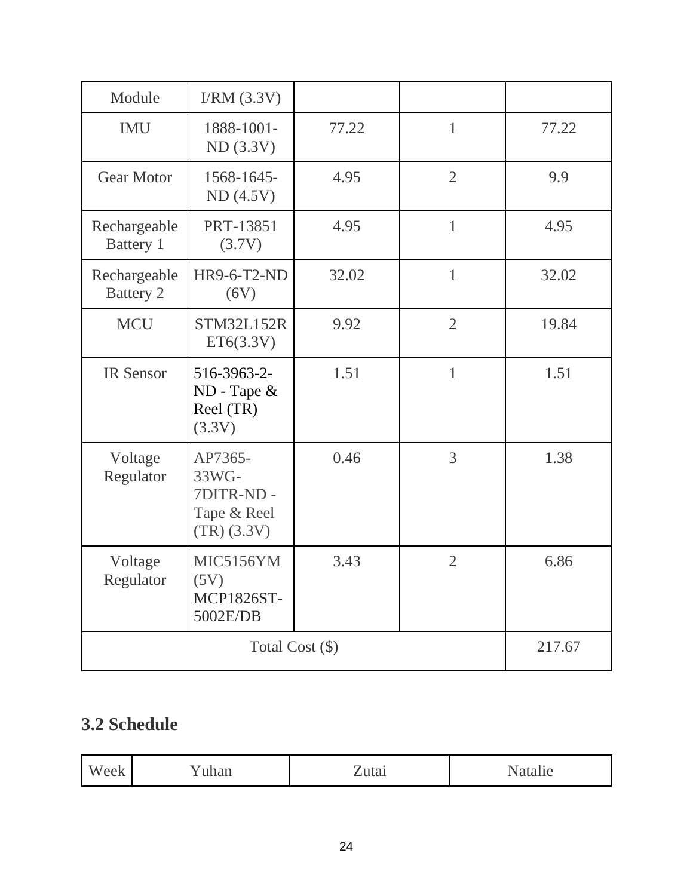| Module | I/RM (3.3V) | | | |
|---|---|---|---|---|
| IMU | 1888-1001-ND (3.3V) | 77.22 | 1 | 77.22 |
| Gear Motor | 1568-1645-ND (4.5V) | 4.95 | 2 | 9.9 |
| Rechargeable Battery 1 | PRT-13851 (3.7V) | 4.95 | 1 | 4.95 |
| Rechargeable Battery 2 | HR9-6-T2-ND (6V) | 32.02 | 1 | 32.02 |
| MCU | STM32L152RET6(3.3V) | 9.92 | 2 | 19.84 |
| IR Sensor | 516-3963-2-ND - Tape & Reel (TR) (3.3V) | 1.51 | 1 | 1.51 |
| Voltage Regulator | AP7365-33WG-7DITR-ND - Tape & Reel (TR) (3.3V) | 0.46 | 3 | 1.38 |
| Voltage Regulator | MIC5156YM (5V) MCP1826ST-5002E/DB | 3.43 | 2 | 6.86 |
| Total Cost ($) | | | | 217.67 |

## 3.2 Schedule

| Week | Yuhan | Zutai | Natalie |
|---|---|---|---|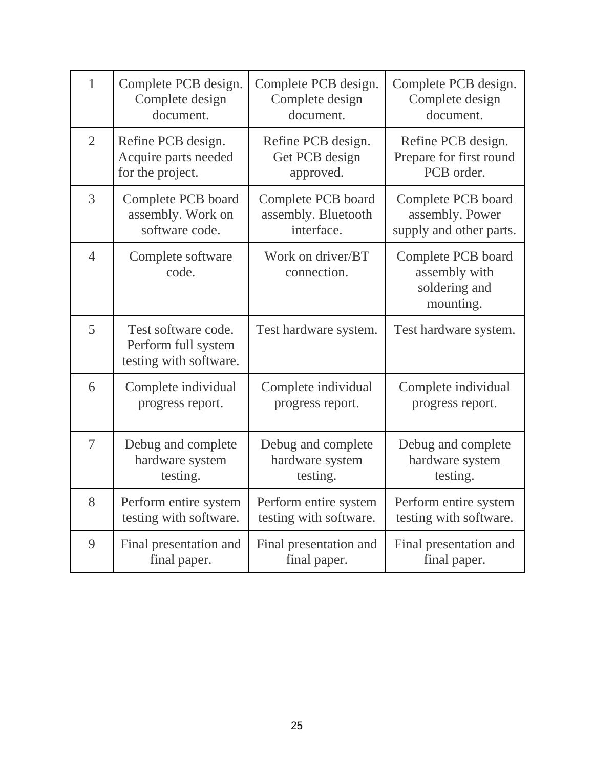| 1 | Complete PCB design. Complete design document. | Complete PCB design. Complete design document. | Complete PCB design. Complete design document. |
|---|---|---|---|
| 2 | Refine PCB design. Acquire parts needed for the project. | Refine PCB design. Get PCB design approved. | Refine PCB design. Prepare for first round PCB order. |
| 3 | Complete PCB board assembly. Work on software code. | Complete PCB board assembly. Bluetooth interface. | Complete PCB board assembly. Power supply and other parts. |
| 4 | Complete software code. | Work on driver/BT connection. | Complete PCB board assembly with soldering and mounting. |
| 5 | Test software code. Perform full system testing with software. | Test hardware system. | Test hardware system. |
| 6 | Complete individual progress report. | Complete individual progress report. | Complete individual progress report. |
| 7 | Debug and complete hardware system testing. | Debug and complete hardware system testing. | Debug and complete hardware system testing. |
| 8 | Perform entire system testing with software. | Perform entire system testing with software. | Perform entire system testing with software. |
| 9 | Final presentation and final paper. | Final presentation and final paper. | Final presentation and final paper. |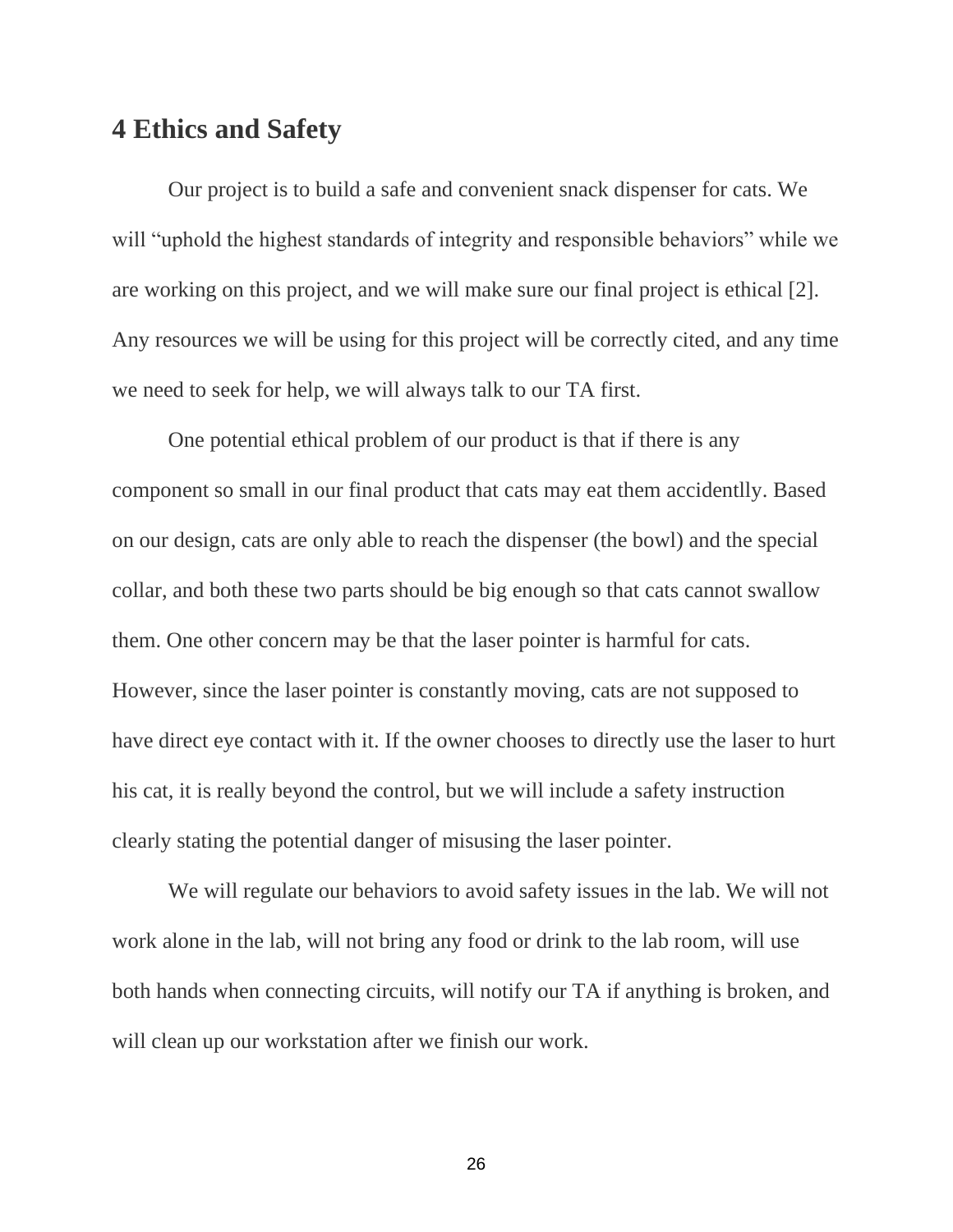## 4 Ethics and Safety

Our project is to build a safe and convenient snack dispenser for cats. We will "uphold the highest standards of integrity and responsible behaviors" while we are working on this project, and we will make sure our final project is ethical [2]. Any resources we will be using for this project will be correctly cited, and any time we need to seek for help, we will always talk to our TA first.

One potential ethical problem of our product is that if there is any component so small in our final product that cats may eat them accidentlly. Based on our design, cats are only able to reach the dispenser (the bowl) and the special collar, and both these two parts should be big enough so that cats cannot swallow them. One other concern may be that the laser pointer is harmful for cats. However, since the laser pointer is constantly moving, cats are not supposed to have direct eye contact with it. If the owner chooses to directly use the laser to hurt his cat, it is really beyond the control, but we will include a safety instruction clearly stating the potential danger of misusing the laser pointer.

We will regulate our behaviors to avoid safety issues in the lab. We will not work alone in the lab, will not bring any food or drink to the lab room, will use both hands when connecting circuits, will notify our TA if anything is broken, and will clean up our workstation after we finish our work.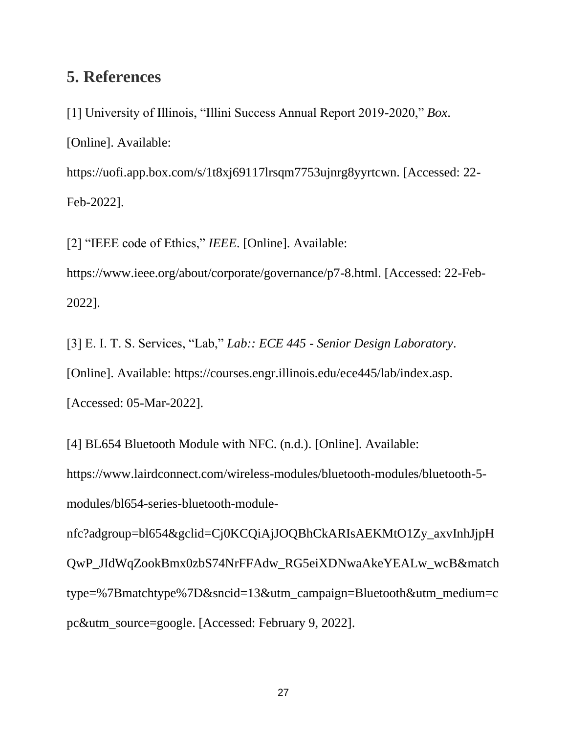## 5. References

[1] University of Illinois, "Illini Success Annual Report 2019-2020," *Box*. [Online]. Available: https://uofi.app.box.com/s/1t8xj69117lrsqm7753ujnrg8yyrtcwn. [Accessed: 22-Feb-2022].

[2] "IEEE code of Ethics," *IEEE*. [Online]. Available: https://www.ieee.org/about/corporate/governance/p7-8.html. [Accessed: 22-Feb-2022].

[3] E. I. T. S. Services, "Lab," *Lab:: ECE 445 - Senior Design Laboratory*. [Online]. Available: https://courses.engr.illinois.edu/ece445/lab/index.asp. [Accessed: 05-Mar-2022].

[4] BL654 Bluetooth Module with NFC. (n.d.). [Online]. Available: https://www.lairdconnect.com/wireless-modules/bluetooth-modules/bluetooth-5-modules/bl654-series-bluetooth-module-nfc?adgroup=bl654&gclid=Cj0KCQiAjJOQBhCkARIsAEKMtO1Zy_axvInhJjpHQwP_JIdWqZookBmx0zbS74NrFFAdw_RG5eiXDNwaAkeYEALw_wcB&matchtype=%7Bmatchtype%7D&sncid=13&utm_campaign=Bluetooth&utm_medium=cpc&utm_source=google. [Accessed: February 9, 2022].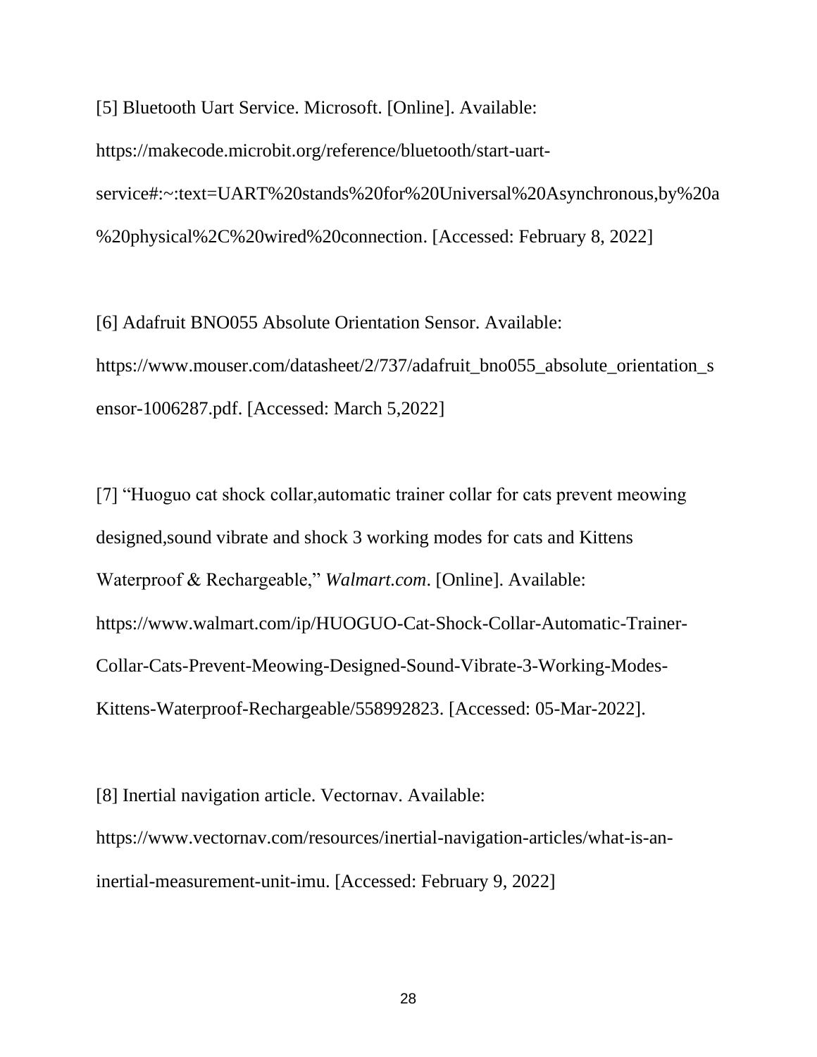[5] Bluetooth Uart Service. Microsoft. [Online]. Available: https://makecode.microbit.org/reference/bluetooth/start-uart-service#:~:text=UART%20stands%20for%20Universal%20Asynchronous,by%20a%20physical%2C%20wired%20connection. [Accessed: February 8, 2022]

[6] Adafruit BNO055 Absolute Orientation Sensor. Available: https://www.mouser.com/datasheet/2/737/adafruit_bno055_absolute_orientation_sensor-1006287.pdf. [Accessed: March 5,2022]

[7] "Huoguo cat shock collar,automatic trainer collar for cats prevent meowing designed,sound vibrate and shock 3 working modes for cats and Kittens Waterproof & Rechargeable," *Walmart.com*. [Online]. Available: https://www.walmart.com/ip/HUOGUO-Cat-Shock-Collar-Automatic-Trainer-Collar-Cats-Prevent-Meowing-Designed-Sound-Vibrate-3-Working-Modes-Kittens-Waterproof-Rechargeable/558992823. [Accessed: 05-Mar-2022].

[8] Inertial navigation article. Vectornav. Available: https://www.vectornav.com/resources/inertial-navigation-articles/what-is-an-inertial-measurement-unit-imu. [Accessed: February 9, 2022]